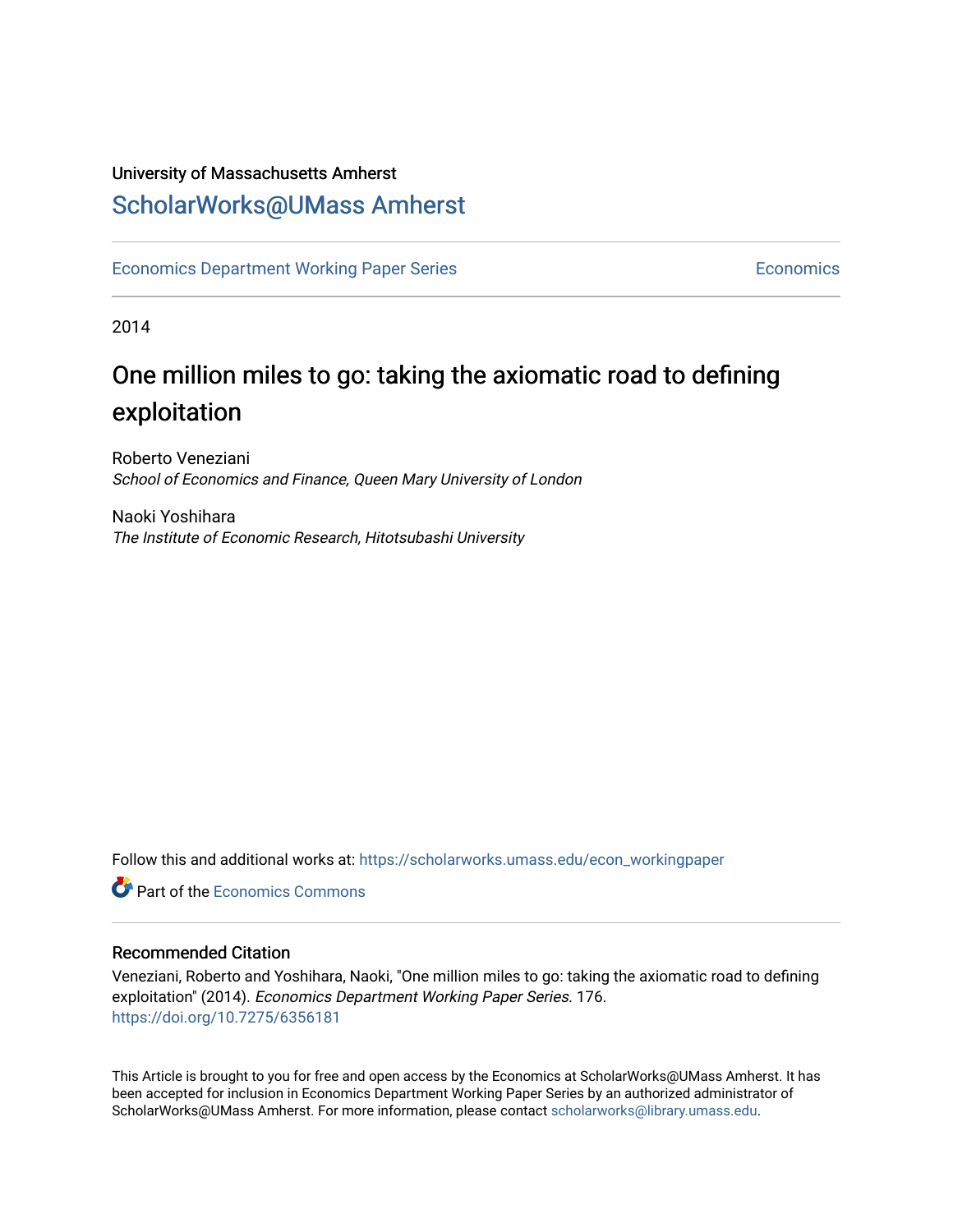University of Massachusetts Amherst

# ScholarWorks@UMass Amherst

Economics Department Working Paper Series | Economics

2014

# One million miles to go: taking the axiomatic road to defining exploitation

Roberto Veneziani
*School of Economics and Finance, Queen Mary University of London*

Naoki Yoshihara
*The Institute of Economic Research, Hitotsubashi University*

Follow this and additional works at: https://scholarworks.umass.edu/econ_workingpaper

Part of the Economics Commons

## Recommended Citation

Veneziani, Roberto and Yoshihara, Naoki, "One million miles to go: taking the axiomatic road to defining exploitation" (2014). *Economics Department Working Paper Series*. 176.
https://doi.org/10.7275/6356181

This Article is brought to you for free and open access by the Economics at ScholarWorks@UMass Amherst. It has been accepted for inclusion in Economics Department Working Paper Series by an authorized administrator of ScholarWorks@UMass Amherst. For more information, please contact scholarworks@library.umass.edu.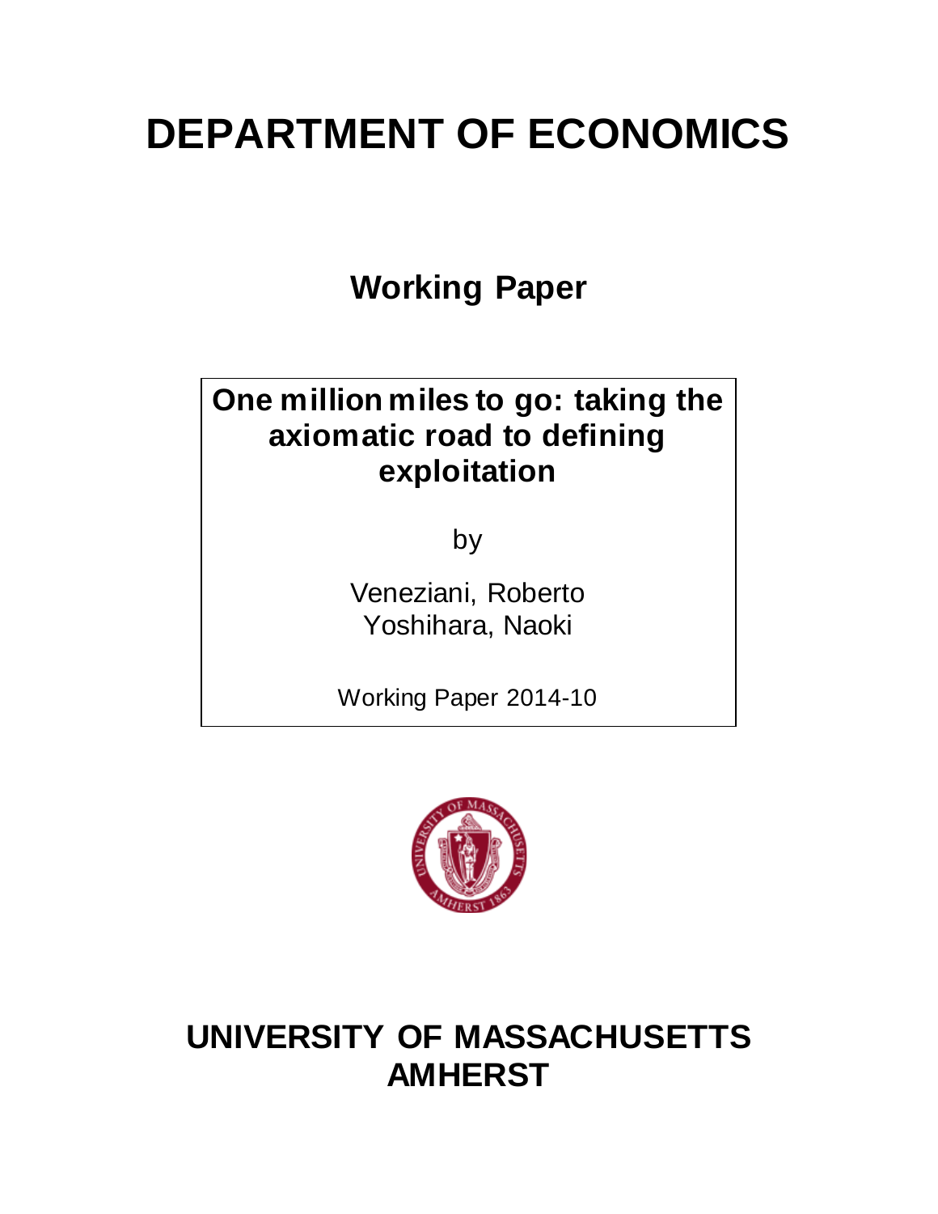# DEPARTMENT OF ECONOMICS

## Working Paper

**One million miles to go: taking the axiomatic road to defining exploitation**

by

Veneziani, Roberto
Yoshihara, Naoki

Working Paper 2014-10

# UNIVERSITY OF MASSACHUSETTS AMHERST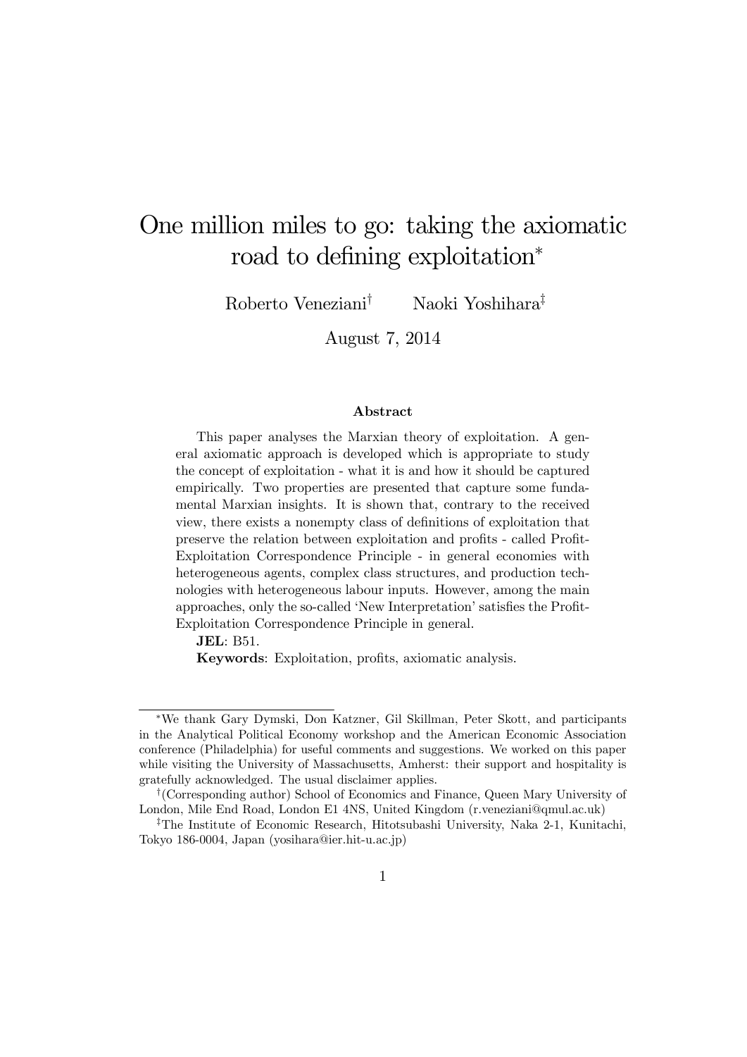# One million miles to go: taking the axiomatic road to defining exploitation*

Roberto Veneziani[†] Naoki Yoshihara[‡]

August 7, 2014

### Abstract

This paper analyses the Marxian theory of exploitation. A general axiomatic approach is developed which is appropriate to study the concept of exploitation - what it is and how it should be captured empirically. Two properties are presented that capture some fundamental Marxian insights. It is shown that, contrary to the received view, there exists a nonempty class of definitions of exploitation that preserve the relation between exploitation and profits - called Profit-Exploitation Correspondence Principle - in general economies with heterogeneous agents, complex class structures, and production technologies with heterogeneous labour inputs. However, among the main approaches, only the so-called 'New Interpretation' satisfies the Profit-Exploitation Correspondence Principle in general.

**JEL**: B51.

**Keywords**: Exploitation, profits, axiomatic analysis.

---

*We thank Gary Dymski, Don Katzner, Gil Skillman, Peter Skott, and participants in the Analytical Political Economy workshop and the American Economic Association conference (Philadelphia) for useful comments and suggestions. We worked on this paper while visiting the University of Massachusetts, Amherst: their support and hospitality is gratefully acknowledged. The usual disclaimer applies.

†(Corresponding author) School of Economics and Finance, Queen Mary University of London, Mile End Road, London E1 4NS, United Kingdom (r.veneziani@qmul.ac.uk)

‡The Institute of Economic Research, Hitotsubashi University, Naka 2-1, Kunitachi, Tokyo 186-0004, Japan (yosihara@ier.hit-u.ac.jp)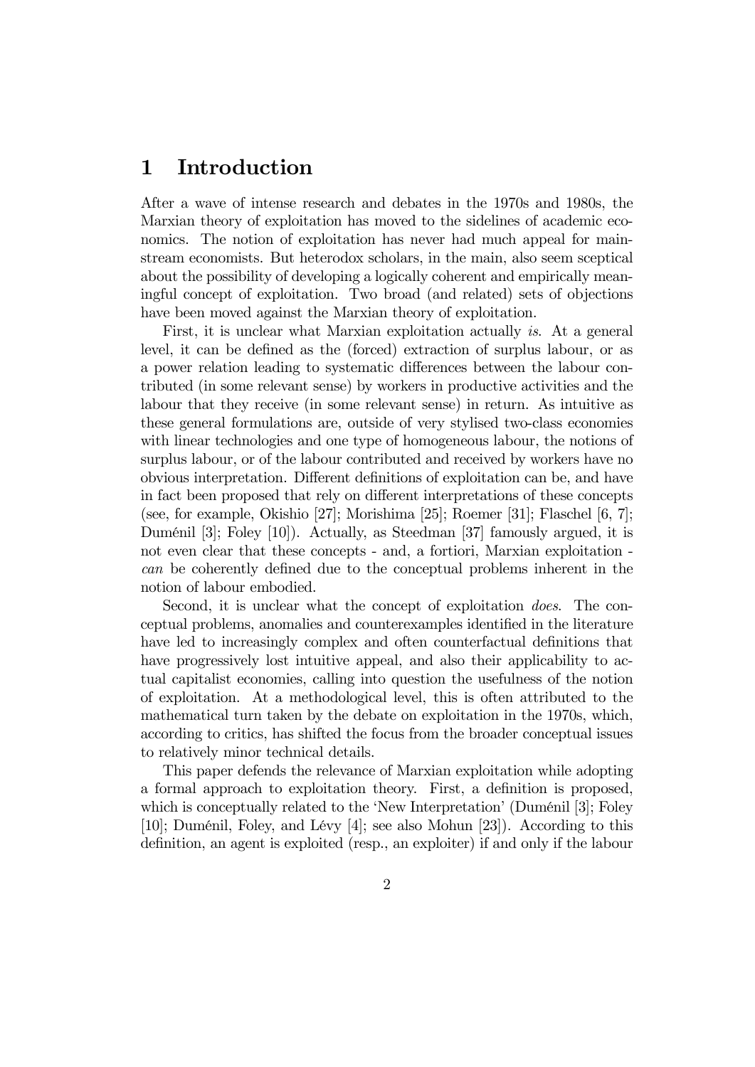# 1 Introduction

After a wave of intense research and debates in the 1970s and 1980s, the Marxian theory of exploitation has moved to the sidelines of academic economics. The notion of exploitation has never had much appeal for mainstream economists. But heterodox scholars, in the main, also seem sceptical about the possibility of developing a logically coherent and empirically meaningful concept of exploitation. Two broad (and related) sets of objections have been moved against the Marxian theory of exploitation.

First, it is unclear what Marxian exploitation actually *is*. At a general level, it can be defined as the (forced) extraction of surplus labour, or as a power relation leading to systematic differences between the labour contributed (in some relevant sense) by workers in productive activities and the labour that they receive (in some relevant sense) in return. As intuitive as these general formulations are, outside of very stylised two-class economies with linear technologies and one type of homogeneous labour, the notions of surplus labour, or of the labour contributed and received by workers have no obvious interpretation. Different definitions of exploitation can be, and have in fact been proposed that rely on different interpretations of these concepts (see, for example, Okishio [27]; Morishima [25]; Roemer [31]; Flaschel [6, 7]; Duménil [3]; Foley [10]). Actually, as Steedman [37] famously argued, it is not even clear that these concepts - and, a fortiori, Marxian exploitation - *can* be coherently defined due to the conceptual problems inherent in the notion of labour embodied.

Second, it is unclear what the concept of exploitation *does*. The conceptual problems, anomalies and counterexamples identified in the literature have led to increasingly complex and often counterfactual definitions that have progressively lost intuitive appeal, and also their applicability to actual capitalist economies, calling into question the usefulness of the notion of exploitation. At a methodological level, this is often attributed to the mathematical turn taken by the debate on exploitation in the 1970s, which, according to critics, has shifted the focus from the broader conceptual issues to relatively minor technical details.

This paper defends the relevance of Marxian exploitation while adopting a formal approach to exploitation theory. First, a definition is proposed, which is conceptually related to the 'New Interpretation' (Duménil [3]; Foley [10]; Duménil, Foley, and Lévy [4]; see also Mohun [23]). According to this definition, an agent is exploited (resp., an exploiter) if and only if the labour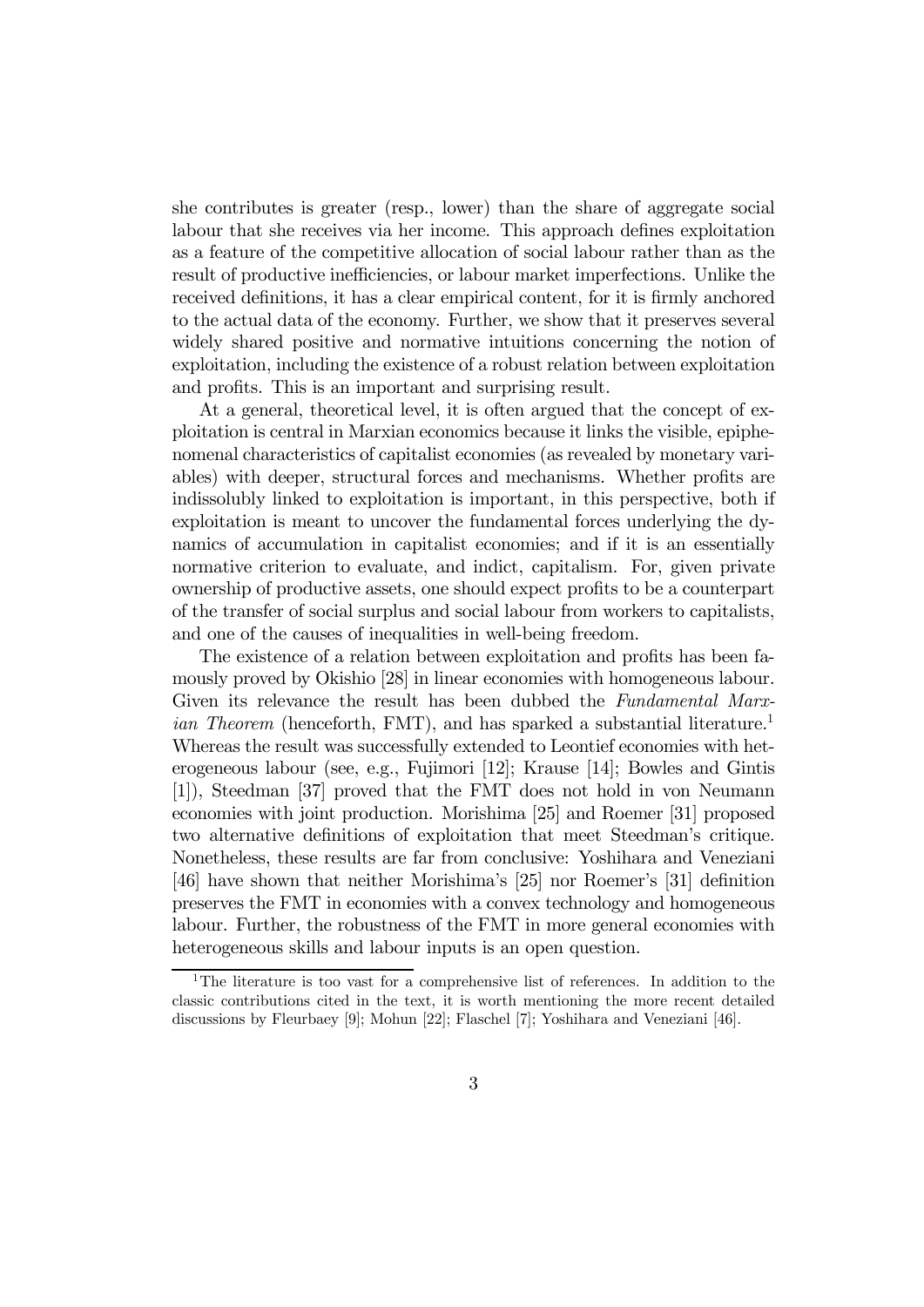she contributes is greater (resp., lower) than the share of aggregate social labour that she receives via her income. This approach defines exploitation as a feature of the competitive allocation of social labour rather than as the result of productive inefficiencies, or labour market imperfections. Unlike the received definitions, it has a clear empirical content, for it is firmly anchored to the actual data of the economy. Further, we show that it preserves several widely shared positive and normative intuitions concerning the notion of exploitation, including the existence of a robust relation between exploitation and profits. This is an important and surprising result.

At a general, theoretical level, it is often argued that the concept of exploitation is central in Marxian economics because it links the visible, epiphenomenal characteristics of capitalist economies (as revealed by monetary variables) with deeper, structural forces and mechanisms. Whether profits are indissolubly linked to exploitation is important, in this perspective, both if exploitation is meant to uncover the fundamental forces underlying the dynamics of accumulation in capitalist economies; and if it is an essentially normative criterion to evaluate, and indict, capitalism. For, given private ownership of productive assets, one should expect profits to be a counterpart of the transfer of social surplus and social labour from workers to capitalists, and one of the causes of inequalities in well-being freedom.

The existence of a relation between exploitation and profits has been famously proved by Okishio [28] in linear economies with homogeneous labour. Given its relevance the result has been dubbed the *Fundamental Marxian Theorem* (henceforth, FMT), and has sparked a substantial literature.[1] Whereas the result was successfully extended to Leontief economies with heterogeneous labour (see, e.g., Fujimori [12]; Krause [14]; Bowles and Gintis [1]), Steedman [37] proved that the FMT does not hold in von Neumann economies with joint production. Morishima [25] and Roemer [31] proposed two alternative definitions of exploitation that meet Steedman's critique. Nonetheless, these results are far from conclusive: Yoshihara and Veneziani [46] have shown that neither Morishima's [25] nor Roemer's [31] definition preserves the FMT in economies with a convex technology and homogeneous labour. Further, the robustness of the FMT in more general economies with heterogeneous skills and labour inputs is an open question.

[1] The literature is too vast for a comprehensive list of references. In addition to the classic contributions cited in the text, it is worth mentioning the more recent detailed discussions by Fleurbaey [9]; Mohun [22]; Flaschel [7]; Yoshihara and Veneziani [46].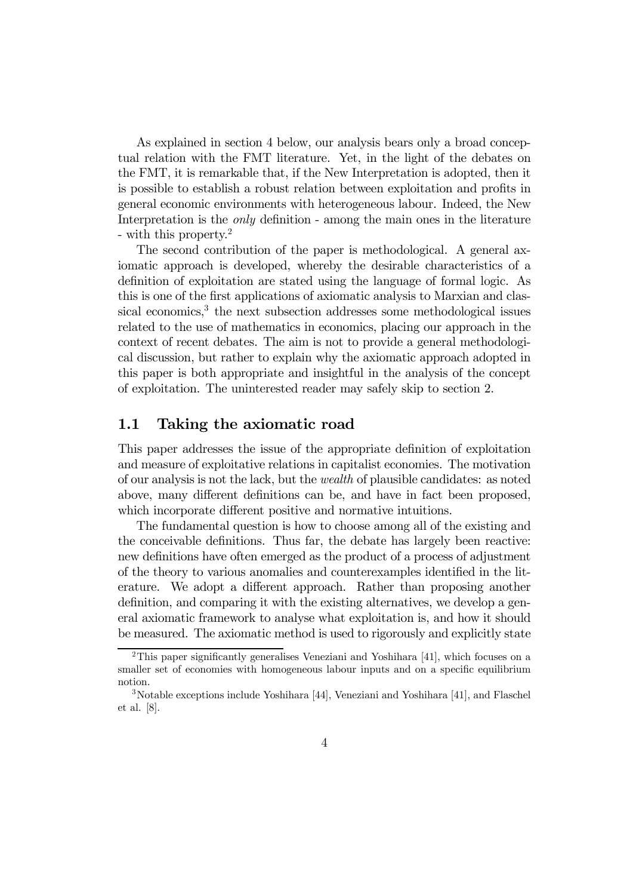As explained in section 4 below, our analysis bears only a broad conceptual relation with the FMT literature. Yet, in the light of the debates on the FMT, it is remarkable that, if the New Interpretation is adopted, then it is possible to establish a robust relation between exploitation and profits in general economic environments with heterogeneous labour. Indeed, the New Interpretation is the *only* definition - among the main ones in the literature - with this property.[2]

The second contribution of the paper is methodological. A general axiomatic approach is developed, whereby the desirable characteristics of a definition of exploitation are stated using the language of formal logic. As this is one of the first applications of axiomatic analysis to Marxian and classical economics,[3] the next subsection addresses some methodological issues related to the use of mathematics in economics, placing our approach in the context of recent debates. The aim is not to provide a general methodological discussion, but rather to explain why the axiomatic approach adopted in this paper is both appropriate and insightful in the analysis of the concept of exploitation. The uninterested reader may safely skip to section 2.

## 1.1 Taking the axiomatic road

This paper addresses the issue of the appropriate definition of exploitation and measure of exploitative relations in capitalist economies. The motivation of our analysis is not the lack, but the *wealth* of plausible candidates: as noted above, many different definitions can be, and have in fact been proposed, which incorporate different positive and normative intuitions.

The fundamental question is how to choose among all of the existing and the conceivable definitions. Thus far, the debate has largely been reactive: new definitions have often emerged as the product of a process of adjustment of the theory to various anomalies and counterexamples identified in the literature. We adopt a different approach. Rather than proposing another definition, and comparing it with the existing alternatives, we develop a general axiomatic framework to analyse what exploitation is, and how it should be measured. The axiomatic method is used to rigorously and explicitly state

[2] This paper significantly generalises Veneziani and Yoshihara [41], which focuses on a smaller set of economies with homogeneous labour inputs and on a specific equilibrium notion.

[3] Notable exceptions include Yoshihara [44], Veneziani and Yoshihara [41], and Flaschel et al. [8].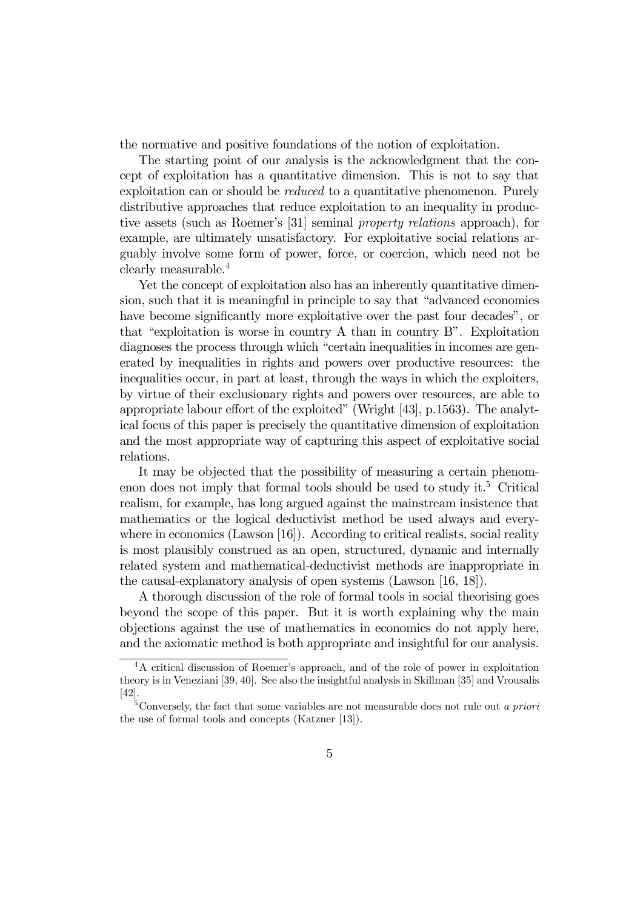the normative and positive foundations of the notion of exploitation.

The starting point of our analysis is the acknowledgment that the concept of exploitation has a quantitative dimension. This is not to say that exploitation can or should be *reduced* to a quantitative phenomenon. Purely distributive approaches that reduce exploitation to an inequality in productive assets (such as Roemer's [31] seminal *property relations* approach), for example, are ultimately unsatisfactory. For exploitative social relations arguably involve some form of power, force, or coercion, which need not be clearly measurable.[4]

Yet the concept of exploitation also has an inherently quantitative dimension, such that it is meaningful in principle to say that "advanced economies have become significantly more exploitative over the past four decades", or that "exploitation is worse in country A than in country B". Exploitation diagnoses the process through which "certain inequalities in incomes are generated by inequalities in rights and powers over productive resources: the inequalities occur, in part at least, through the ways in which the exploiters, by virtue of their exclusionary rights and powers over resources, are able to appropriate labour effort of the exploited" (Wright [43], p.1563). The analytical focus of this paper is precisely the quantitative dimension of exploitation and the most appropriate way of capturing this aspect of exploitative social relations.

It may be objected that the possibility of measuring a certain phenomenon does not imply that formal tools should be used to study it.[5] Critical realism, for example, has long argued against the mainstream insistence that mathematics or the logical deductivist method be used always and everywhere in economics (Lawson [16]). According to critical realists, social reality is most plausibly construed as an open, structured, dynamic and internally related system and mathematical-deductivist methods are inappropriate in the causal-explanatory analysis of open systems (Lawson [16, 18]).

A thorough discussion of the role of formal tools in social theorising goes beyond the scope of this paper. But it is worth explaining why the main objections against the use of mathematics in economics do not apply here, and the axiomatic method is both appropriate and insightful for our analysis.

---

[4] A critical discussion of Roemer's approach, and of the role of power in exploitation theory is in Veneziani [39, 40]. See also the insightful analysis in Skillman [35] and Vrousalis [42].

[5] Conversely, the fact that some variables are not measurable does not rule out *a priori* the use of formal tools and concepts (Katzner [13]).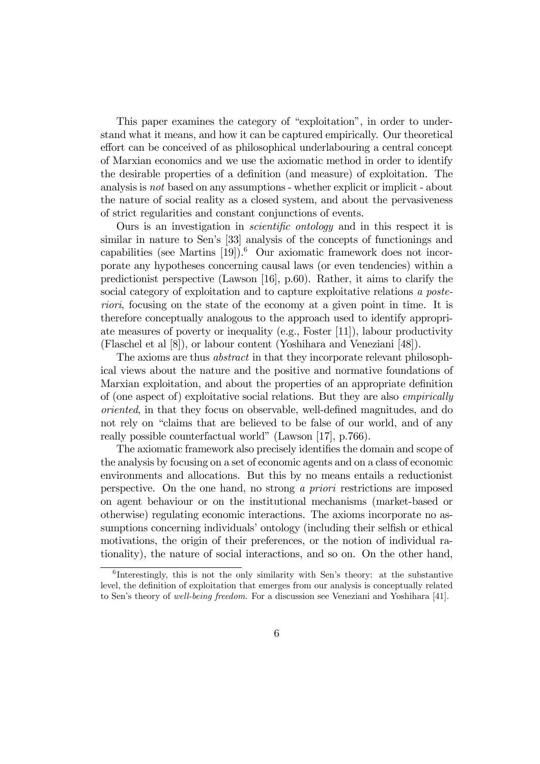This paper examines the category of "exploitation", in order to understand what it means, and how it can be captured empirically. Our theoretical effort can be conceived of as philosophical underlabouring a central concept of Marxian economics and we use the axiomatic method in order to identify the desirable properties of a definition (and measure) of exploitation. The analysis is *not* based on any assumptions - whether explicit or implicit - about the nature of social reality as a closed system, and about the pervasiveness of strict regularities and constant conjunctions of events.

Ours is an investigation in *scientific ontology* and in this respect it is similar in nature to Sen's [33] analysis of the concepts of functionings and capabilities (see Martins [19]).[6] Our axiomatic framework does not incorporate any hypotheses concerning causal laws (or even tendencies) within a predictionist perspective (Lawson [16], p.60). Rather, it aims to clarify the social category of exploitation and to capture exploitative relations *a posteriori*, focusing on the state of the economy at a given point in time. It is therefore conceptually analogous to the approach used to identify appropriate measures of poverty or inequality (e.g., Foster [11]), labour productivity (Flaschel et al [8]), or labour content (Yoshihara and Veneziani [48]).

The axioms are thus *abstract* in that they incorporate relevant philosophical views about the nature and the positive and normative foundations of Marxian exploitation, and about the properties of an appropriate definition of (one aspect of) exploitative social relations. But they are also *empirically oriented*, in that they focus on observable, well-defined magnitudes, and do not rely on "claims that are believed to be false of our world, and of any really possible counterfactual world" (Lawson [17], p.766).

The axiomatic framework also precisely identifies the domain and scope of the analysis by focusing on a set of economic agents and on a class of economic environments and allocations. But this by no means entails a reductionist perspective. On the one hand, no strong *a priori* restrictions are imposed on agent behaviour or on the institutional mechanisms (market-based or otherwise) regulating economic interactions. The axioms incorporate no assumptions concerning individuals' ontology (including their selfish or ethical motivations, the origin of their preferences, or the notion of individual rationality), the nature of social interactions, and so on. On the other hand,

[6] Interestingly, this is not the only similarity with Sen's theory: at the substantive level, the definition of exploitation that emerges from our analysis is conceptually related to Sen's theory of *well-being freedom*. For a discussion see Veneziani and Yoshihara [41].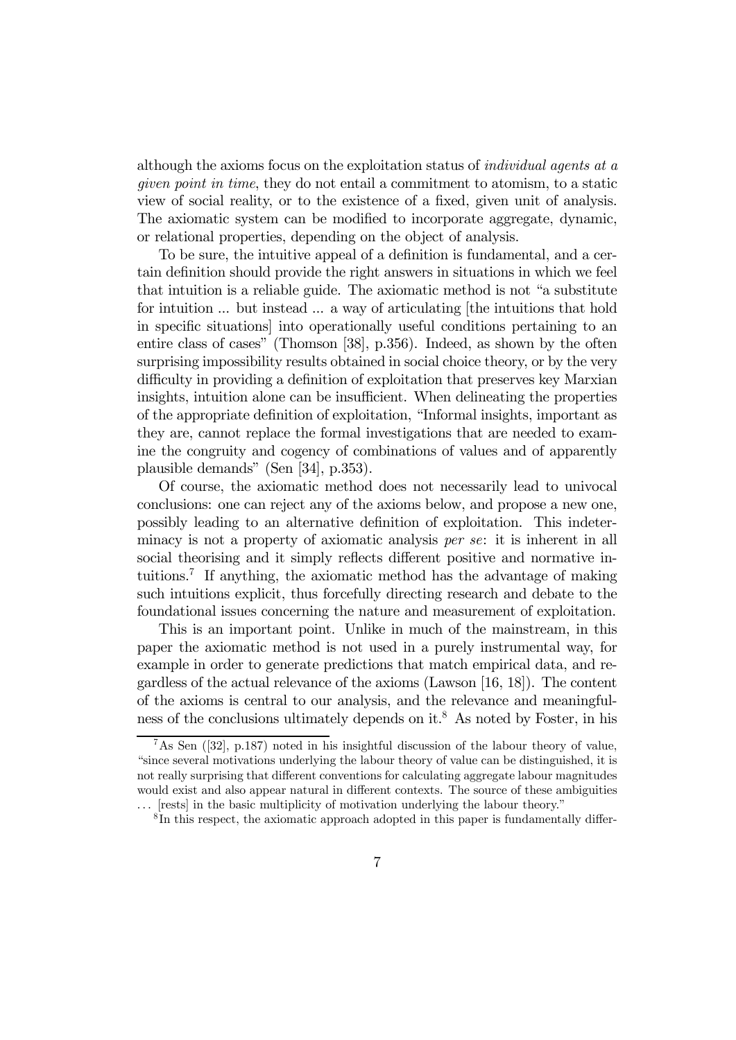although the axioms focus on the exploitation status of *individual agents at a given point in time*, they do not entail a commitment to atomism, to a static view of social reality, or to the existence of a fixed, given unit of analysis. The axiomatic system can be modified to incorporate aggregate, dynamic, or relational properties, depending on the object of analysis.

To be sure, the intuitive appeal of a definition is fundamental, and a certain definition should provide the right answers in situations in which we feel that intuition is a reliable guide. The axiomatic method is not "a substitute for intuition ... but instead ... a way of articulating [the intuitions that hold in specific situations] into operationally useful conditions pertaining to an entire class of cases" (Thomson [38], p.356). Indeed, as shown by the often surprising impossibility results obtained in social choice theory, or by the very difficulty in providing a definition of exploitation that preserves key Marxian insights, intuition alone can be insufficient. When delineating the properties of the appropriate definition of exploitation, "Informal insights, important as they are, cannot replace the formal investigations that are needed to examine the congruity and cogency of combinations of values and of apparently plausible demands" (Sen [34], p.353).

Of course, the axiomatic method does not necessarily lead to univocal conclusions: one can reject any of the axioms below, and propose a new one, possibly leading to an alternative definition of exploitation. This indeterminacy is not a property of axiomatic analysis *per se*: it is inherent in all social theorising and it simply reflects different positive and normative intuitions.[7] If anything, the axiomatic method has the advantage of making such intuitions explicit, thus forcefully directing research and debate to the foundational issues concerning the nature and measurement of exploitation.

This is an important point. Unlike in much of the mainstream, in this paper the axiomatic method is not used in a purely instrumental way, for example in order to generate predictions that match empirical data, and regardless of the actual relevance of the axioms (Lawson [16, 18]). The content of the axioms is central to our analysis, and the relevance and meaningfulness of the conclusions ultimately depends on it.[8] As noted by Foster, in his

[7] As Sen ([32], p.187) noted in his insightful discussion of the labour theory of value, "since several motivations underlying the labour theory of value can be distinguished, it is not really surprising that different conventions for calculating aggregate labour magnitudes would exist and also appear natural in different contexts. The source of these ambiguities ... [rests] in the basic multiplicity of motivation underlying the labour theory."

[8] In this respect, the axiomatic approach adopted in this paper is fundamentally differ-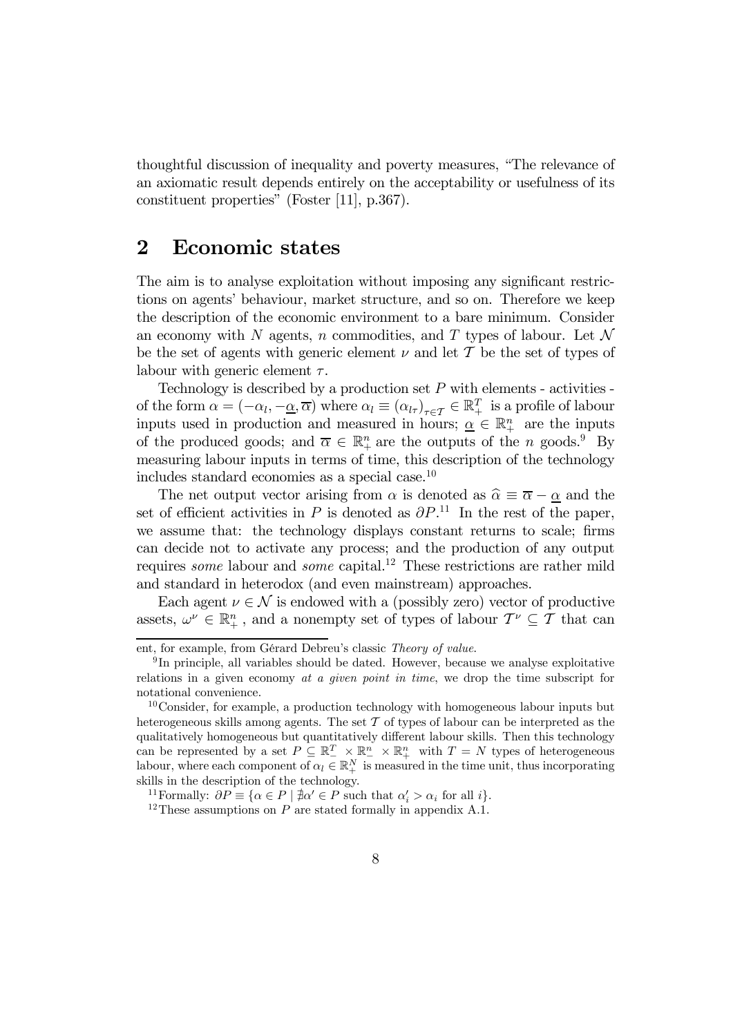thoughtful discussion of inequality and poverty measures, "The relevance of an axiomatic result depends entirely on the acceptability or usefulness of its constituent properties" (Foster [11], p.367).

## 2 Economic states

The aim is to analyse exploitation without imposing any significant restrictions on agents' behaviour, market structure, and so on. Therefore we keep the description of the economic environment to a bare minimum. Consider an economy with $N$ agents, $n$ commodities, and $T$ types of labour. Let $\mathcal{N}$ be the set of agents with generic element $\nu$ and let $\mathcal{T}$ be the set of types of labour with generic element $\tau$.

Technology is described by a production set $P$ with elements - activities - of the form $\alpha = (-\alpha_l, -\underline{\alpha}, \overline{\alpha})$ where $\alpha_l \equiv (\alpha_{l\tau})_{\tau \in \mathcal{T}} \in \mathbb{R}^T_+$ is a profile of labour inputs used in production and measured in hours; $\underline{\alpha} \in \mathbb{R}^n_+$ are the inputs of the produced goods; and $\overline{\alpha} \in \mathbb{R}^n_+$ are the outputs of the $n$ goods.[9] By measuring labour inputs in terms of time, this description of the technology includes standard economies as a special case.[10]

The net output vector arising from $\alpha$ is denoted as $\widehat{\alpha} \equiv \overline{\alpha} - \underline{\alpha}$ and the set of efficient activities in $P$ is denoted as $\partial P$.[11] In the rest of the paper, we assume that: the technology displays constant returns to scale; firms can decide not to activate any process; and the production of any output requires *some* labour and *some* capital.[12] These restrictions are rather mild and standard in heterodox (and even mainstream) approaches.

Each agent $\nu \in \mathcal{N}$ is endowed with a (possibly zero) vector of productive assets, $\omega^\nu \in \mathbb{R}^n_+$, and a nonempty set of types of labour $\mathcal{T}^\nu \subseteq \mathcal{T}$ that can

---

ent, for example, from Gérard Debreu's classic *Theory of value*.

[9] In principle, all variables should be dated. However, because we analyse exploitative relations in a given economy *at a given point in time*, we drop the time subscript for notational convenience.

[10] Consider, for example, a production technology with homogeneous labour inputs but heterogeneous skills among agents. The set $\mathcal{T}$ of types of labour can be interpreted as the qualitatively homogeneous but quantitatively different labour skills. Then this technology can be represented by a set $P \subseteq \mathbb{R}^T_- \times \mathbb{R}^n_- \times \mathbb{R}^n_+$ with $T = N$ types of heterogeneous labour, where each component of $\alpha_l \in \mathbb{R}^N_+$ is measured in the time unit, thus incorporating skills in the description of the technology.

[11] Formally: $\partial P \equiv \{\alpha \in P \mid \nexists \alpha' \in P \text{ such that } \alpha'_i > \alpha_i \text{ for all } i\}$.

[12] These assumptions on $P$ are stated formally in appendix A.1.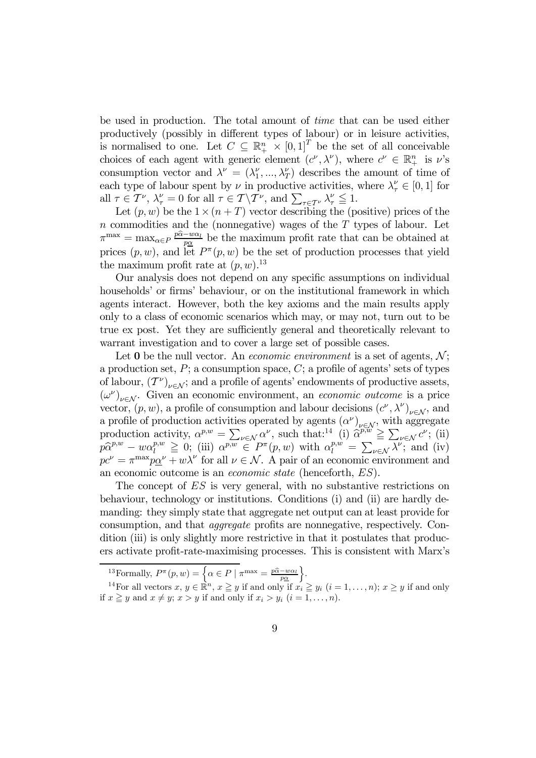be used in production. The total amount of *time* that can be used either productively (possibly in different types of labour) or in leisure activities, is normalised to one. Let $C \subseteq \mathbb{R}^n_+ \times [0,1]^T$ be the set of all conceivable choices of each agent with generic element $(c^\nu, \lambda^\nu)$, where $c^\nu \in \mathbb{R}^n_+$ is $\nu$'s consumption vector and $\lambda^\nu = (\lambda^\nu_1, ..., \lambda^\nu_T)$ describes the amount of time of each type of labour spent by $\nu$ in productive activities, where $\lambda^\nu_\tau \in [0,1]$ for all $\tau \in \mathcal{T}^\nu$, $\lambda^\nu_\tau = 0$ for all $\tau \in \mathcal{T} \backslash \mathcal{T}^\nu$, and $\sum_{\tau \in \mathcal{T}^\nu} \lambda^\nu_\tau \leqq 1$.

Let $(p, w)$ be the $1 \times (n+T)$ vector describing the (positive) prices of the $n$ commodities and the (nonnegative) wages of the $T$ types of labour. Let $\pi^{\max} = \max_{\alpha \in P} \frac{p\widehat{\alpha} - w\alpha_l}{p\underline{\alpha}}$ be the maximum profit rate that can be obtained at prices $(p, w)$, and let $P^\pi(p, w)$ be the set of production processes that yield the maximum profit rate at $(p, w)$.[13]

Our analysis does not depend on any specific assumptions on individual households' or firms' behaviour, or on the institutional framework in which agents interact. However, both the key axioms and the main results apply only to a class of economic scenarios which may, or may not, turn out to be true ex post. Yet they are sufficiently general and theoretically relevant to warrant investigation and to cover a large set of possible cases.

Let $\mathbf{0}$ be the null vector. An *economic environment* is a set of agents, $\mathcal{N}$; a production set, $P$; a consumption space, $C$; a profile of agents' sets of types of labour, $(\mathcal{T}^\nu)_{\nu \in \mathcal{N}}$; and a profile of agents' endowments of productive assets, $(\omega^\nu)_{\nu \in \mathcal{N}}$. Given an economic environment, an *economic outcome* is a price vector, $(p, w)$, a profile of consumption and labour decisions $(c^\nu, \lambda^\nu)_{\nu \in \mathcal{N}}$, and a profile of production activities operated by agents $(\alpha^\nu)_{\nu \in \mathcal{N}}$, with aggregate production activity, $\alpha^{p,w} = \sum_{\nu \in \mathcal{N}} \alpha^\nu$, such that:[14] (i) $\widehat{\alpha}^{p,w} \geqq \sum_{\nu \in \mathcal{N}} c^\nu$; (ii) $p\widehat{\alpha}^{p,w} - w\alpha^{p,w}_l \geqq 0$; (iii) $\alpha^{p,w} \in P^\pi(p, w)$ with $\alpha^{p,w}_l = \sum_{\nu \in \mathcal{N}} \lambda^\nu$; and (iv) $pc^\nu = \pi^{\max} p\underline{\alpha}^\nu + w\lambda^\nu$ for all $\nu \in \mathcal{N}$. A pair of an economic environment and an economic outcome is an *economic state* (henceforth, $ES$).

The concept of $ES$ is very general, with no substantive restrictions on behaviour, technology or institutions. Conditions (i) and (ii) are hardly demanding: they simply state that aggregate net output can at least provide for consumption, and that *aggregate* profits are nonnegative, respectively. Condition (iii) is only slightly more restrictive in that it postulates that producers activate profit-rate-maximising processes. This is consistent with Marx's

[13] Formally, $P^\pi(p, w) = \left\{ \alpha \in P \mid \pi^{\max} = \frac{p\widehat{\alpha} - w\alpha_l}{p\underline{\alpha}} \right\}$.

[14] For all vectors $x, y \in \mathbb{R}^n$, $x \geqq y$ if and only if $x_i \geqq y_i$ $(i = 1, \ldots, n)$; $x \geq y$ if and only if $x \geqq y$ and $x \neq y$; $x > y$ if and only if $x_i > y_i$ $(i = 1, \ldots, n)$.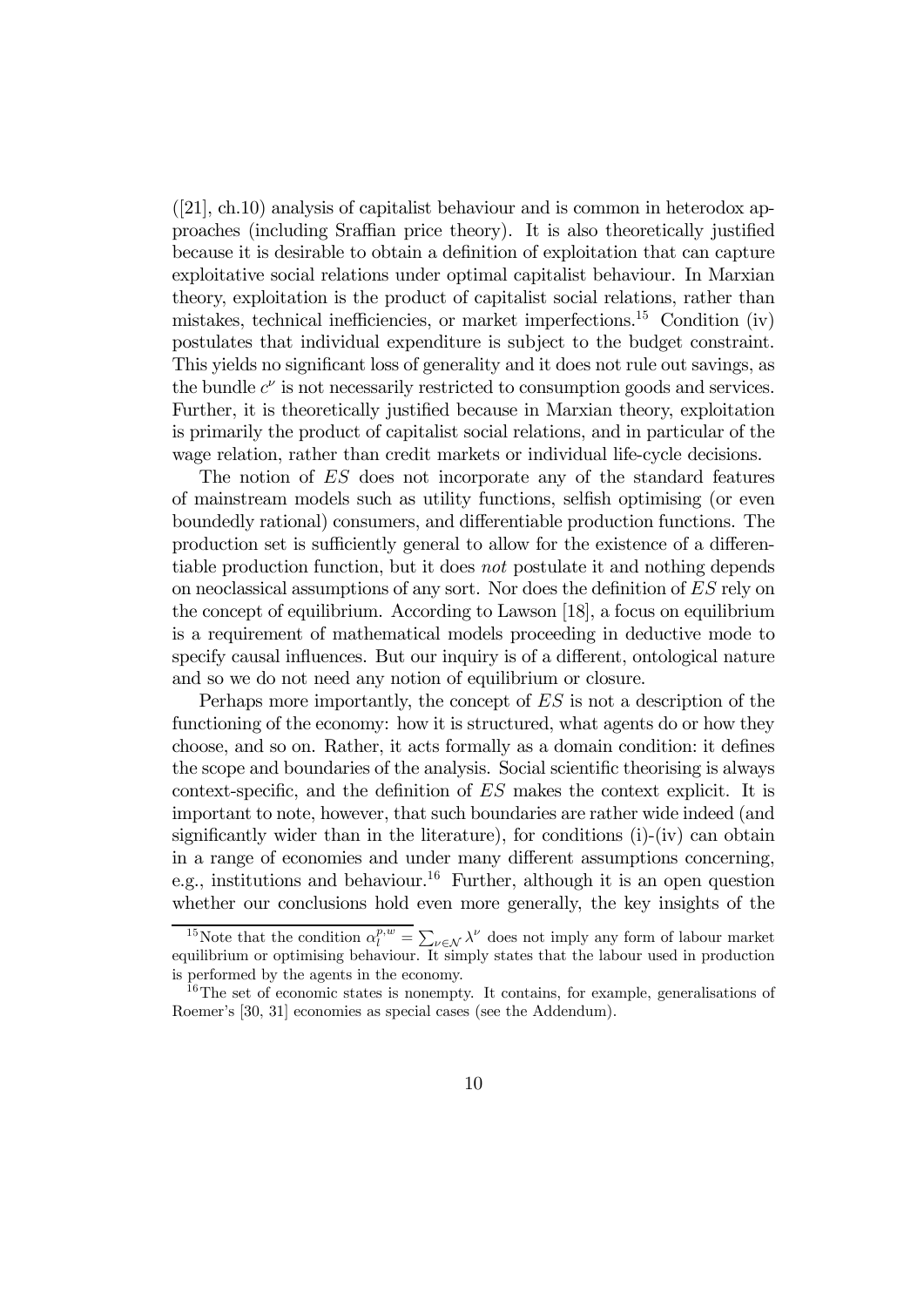([21], ch.10) analysis of capitalist behaviour and is common in heterodox approaches (including Sraffian price theory). It is also theoretically justified because it is desirable to obtain a definition of exploitation that can capture exploitative social relations under optimal capitalist behaviour. In Marxian theory, exploitation is the product of capitalist social relations, rather than mistakes, technical inefficiencies, or market imperfections.[15] Condition (iv) postulates that individual expenditure is subject to the budget constraint. This yields no significant loss of generality and it does not rule out savings, as the bundle $c^{\nu}$ is not necessarily restricted to consumption goods and services. Further, it is theoretically justified because in Marxian theory, exploitation is primarily the product of capitalist social relations, and in particular of the wage relation, rather than credit markets or individual life-cycle decisions.

The notion of $ES$ does not incorporate any of the standard features of mainstream models such as utility functions, selfish optimising (or even boundedly rational) consumers, and differentiable production functions. The production set is sufficiently general to allow for the existence of a differentiable production function, but it does *not* postulate it and nothing depends on neoclassical assumptions of any sort. Nor does the definition of $ES$ rely on the concept of equilibrium. According to Lawson [18], a focus on equilibrium is a requirement of mathematical models proceeding in deductive mode to specify causal influences. But our inquiry is of a different, ontological nature and so we do not need any notion of equilibrium or closure.

Perhaps more importantly, the concept of $ES$ is not a description of the functioning of the economy: how it is structured, what agents do or how they choose, and so on. Rather, it acts formally as a domain condition: it defines the scope and boundaries of the analysis. Social scientific theorising is always context-specific, and the definition of $ES$ makes the context explicit. It is important to note, however, that such boundaries are rather wide indeed (and significantly wider than in the literature), for conditions (i)-(iv) can obtain in a range of economies and under many different assumptions concerning, e.g., institutions and behaviour.[16] Further, although it is an open question whether our conclusions hold even more generally, the key insights of the

[15] Note that the condition $\alpha_l^{p,w} = \sum_{\nu \in \mathcal{N}} \lambda^{\nu}$ does not imply any form of labour market equilibrium or optimising behaviour. It simply states that the labour used in production is performed by the agents in the economy.

[16] The set of economic states is nonempty. It contains, for example, generalisations of Roemer's [30, 31] economies as special cases (see the Addendum).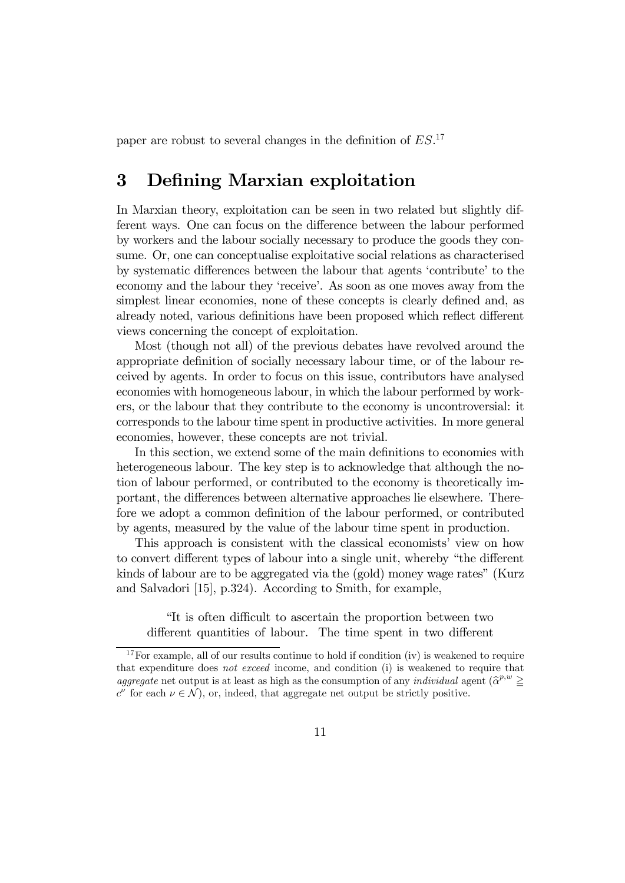paper are robust to several changes in the definition of $ES$.[17]

# 3 Defining Marxian exploitation

In Marxian theory, exploitation can be seen in two related but slightly different ways. One can focus on the difference between the labour performed by workers and the labour socially necessary to produce the goods they consume. Or, one can conceptualise exploitative social relations as characterised by systematic differences between the labour that agents 'contribute' to the economy and the labour they 'receive'. As soon as one moves away from the simplest linear economies, none of these concepts is clearly defined and, as already noted, various definitions have been proposed which reflect different views concerning the concept of exploitation.

Most (though not all) of the previous debates have revolved around the appropriate definition of socially necessary labour time, or of the labour received by agents. In order to focus on this issue, contributors have analysed economies with homogeneous labour, in which the labour performed by workers, or the labour that they contribute to the economy is uncontroversial: it corresponds to the labour time spent in productive activities. In more general economies, however, these concepts are not trivial.

In this section, we extend some of the main definitions to economies with heterogeneous labour. The key step is to acknowledge that although the notion of labour performed, or contributed to the economy is theoretically important, the differences between alternative approaches lie elsewhere. Therefore we adopt a common definition of the labour performed, or contributed by agents, measured by the value of the labour time spent in production.

This approach is consistent with the classical economists' view on how to convert different types of labour into a single unit, whereby "the different kinds of labour are to be aggregated via the (gold) money wage rates" (Kurz and Salvadori [15], p.324). According to Smith, for example,

> "It is often difficult to ascertain the proportion between two different quantities of labour. The time spent in two different

[17] For example, all of our results continue to hold if condition (iv) is weakened to require that expenditure does *not exceed* income, and condition (i) is weakened to require that *aggregate* net output is at least as high as the consumption of any *individual* agent ($\widehat{\alpha}^{p,w} \geqq c^{\nu}$ for each $\nu \in \mathcal{N}$), or, indeed, that aggregate net output be strictly positive.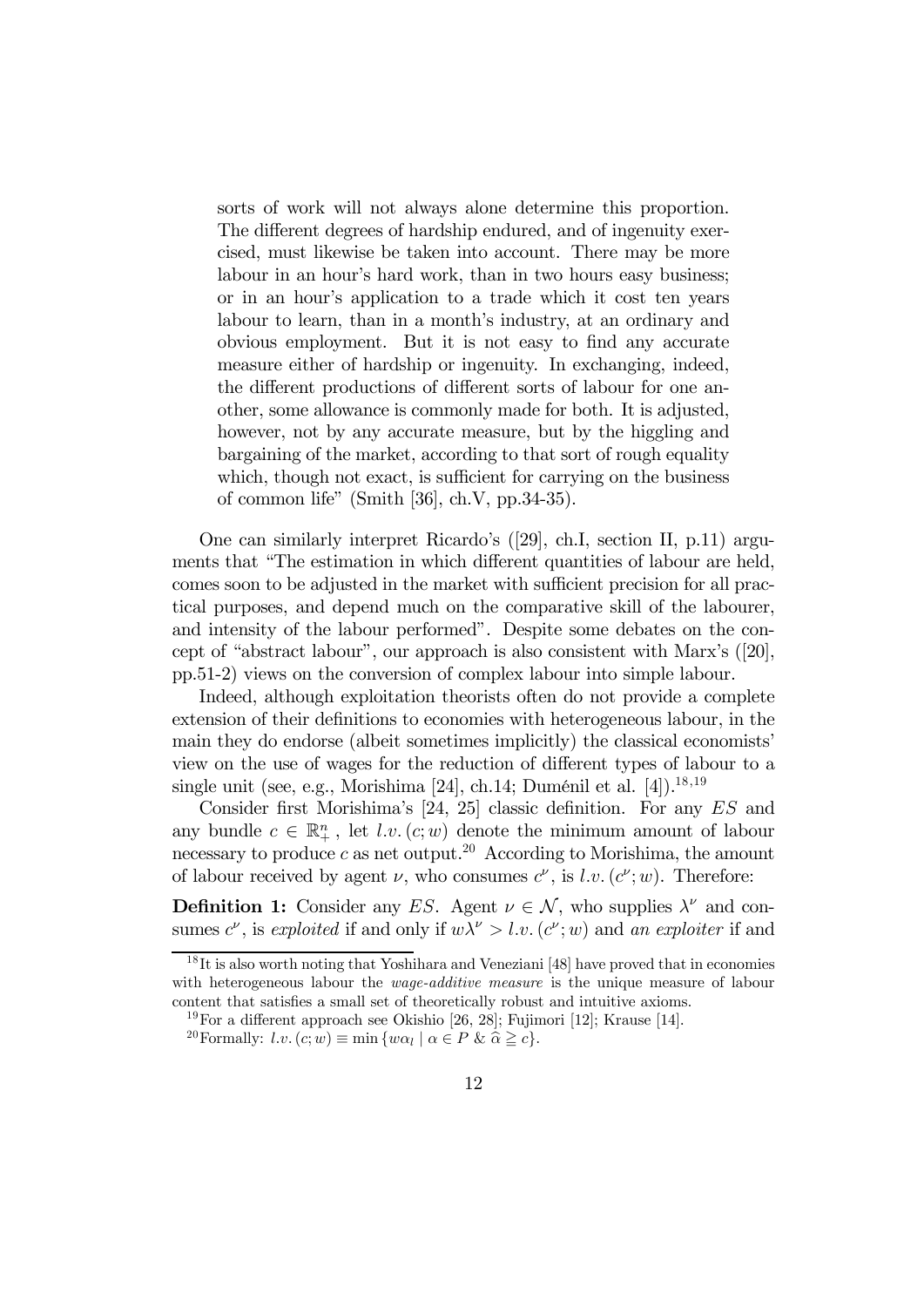> sorts of work will not always alone determine this proportion. The different degrees of hardship endured, and of ingenuity exercised, must likewise be taken into account. There may be more labour in an hour's hard work, than in two hours easy business; or in an hour's application to a trade which it cost ten years labour to learn, than in a month's industry, at an ordinary and obvious employment. But it is not easy to find any accurate measure either of hardship or ingenuity. In exchanging, indeed, the different productions of different sorts of labour for one another, some allowance is commonly made for both. It is adjusted, however, not by any accurate measure, but by the higgling and bargaining of the market, according to that sort of rough equality which, though not exact, is sufficient for carrying on the business of common life" (Smith [36], ch.V, pp.34-35).

One can similarly interpret Ricardo's ([29], ch.I, section II, p.11) arguments that "The estimation in which different quantities of labour are held, comes soon to be adjusted in the market with sufficient precision for all practical purposes, and depend much on the comparative skill of the labourer, and intensity of the labour performed". Despite some debates on the concept of "abstract labour", our approach is also consistent with Marx's ([20], pp.51-2) views on the conversion of complex labour into simple labour.

Indeed, although exploitation theorists often do not provide a complete extension of their definitions to economies with heterogeneous labour, in the main they do endorse (albeit sometimes implicitly) the classical economists' view on the use of wages for the reduction of different types of labour to a single unit (see, e.g., Morishima [24], ch.14; Duménil et al. [4]).[18,19]

Consider first Morishima's [24, 25] classic definition. For any $ES$ and any bundle $c \in \mathbb{R}^n_+$, let $l.v.(c; w)$ denote the minimum amount of labour necessary to produce $c$ as net output.[20] According to Morishima, the amount of labour received by agent $\nu$, who consumes $c^\nu$, is $l.v.(c^\nu; w)$. Therefore:

**Definition 1:** Consider any $ES$. Agent $\nu \in \mathcal{N}$, who supplies $\lambda^\nu$ and consumes $c^\nu$, is *exploited* if and only if $w\lambda^\nu > l.v.(c^\nu; w)$ and *an exploiter* if and

[18] It is also worth noting that Yoshihara and Veneziani [48] have proved that in economies with heterogeneous labour the *wage-additive measure* is the unique measure of labour content that satisfies a small set of theoretically robust and intuitive axioms.

[19] For a different approach see Okishio [26, 28]; Fujimori [12]; Krause [14].

[20] Formally: $l.v.(c; w) \equiv \min \{w\alpha_l \mid \alpha \in P \;\&\; \widehat{\alpha} \geqq c\}$.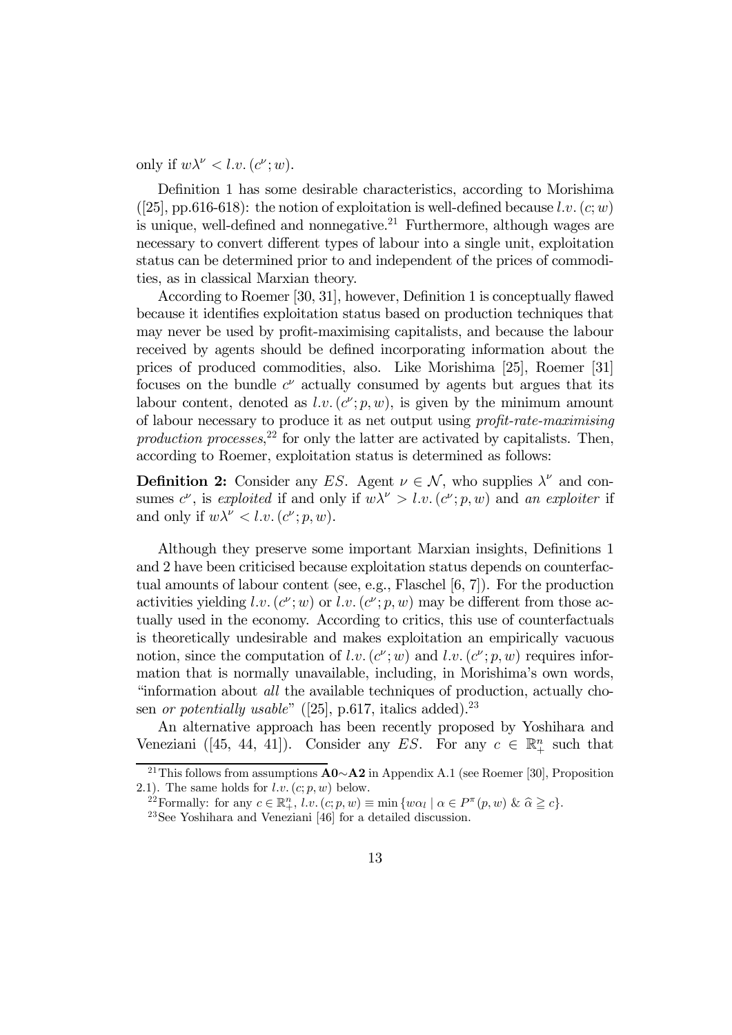only if $w\lambda^\nu < l.v.(c^\nu; w)$.

Definition 1 has some desirable characteristics, according to Morishima ([25], pp.616-618): the notion of exploitation is well-defined because $l.v.(c; w)$ is unique, well-defined and nonnegative.[21] Furthermore, although wages are necessary to convert different types of labour into a single unit, exploitation status can be determined prior to and independent of the prices of commodities, as in classical Marxian theory.

According to Roemer [30, 31], however, Definition 1 is conceptually flawed because it identifies exploitation status based on production techniques that may never be used by profit-maximising capitalists, and because the labour received by agents should be defined incorporating information about the prices of produced commodities, also. Like Morishima [25], Roemer [31] focuses on the bundle $c^\nu$ actually consumed by agents but argues that its labour content, denoted as $l.v.(c^\nu; p, w)$, is given by the minimum amount of labour necessary to produce it as net output using *profit-rate-maximising production processes*,[22] for only the latter are activated by capitalists. Then, according to Roemer, exploitation status is determined as follows:

**Definition 2:** Consider any $ES$. Agent $\nu \in \mathcal{N}$, who supplies $\lambda^\nu$ and consumes $c^\nu$, is *exploited* if and only if $w\lambda^\nu > l.v.(c^\nu; p, w)$ and *an exploiter* if and only if $w\lambda^\nu < l.v.(c^\nu; p, w)$.

Although they preserve some important Marxian insights, Definitions 1 and 2 have been criticised because exploitation status depends on counterfactual amounts of labour content (see, e.g., Flaschel [6, 7]). For the production activities yielding $l.v.(c^\nu; w)$ or $l.v.(c^\nu; p, w)$ may be different from those actually used in the economy. According to critics, this use of counterfactuals is theoretically undesirable and makes exploitation an empirically vacuous notion, since the computation of $l.v.(c^\nu; w)$ and $l.v.(c^\nu; p, w)$ requires information that is normally unavailable, including, in Morishima's own words, "information about *all* the available techniques of production, actually chosen *or potentially usable*" ([25], p.617, italics added).[23]

An alternative approach has been recently proposed by Yoshihara and Veneziani ([45, 44, 41]). Consider any $ES$. For any $c \in \mathbb{R}^n_+$ such that

---

[21] This follows from assumptions **A0**$\sim$**A2** in Appendix A.1 (see Roemer [30], Proposition 2.1). The same holds for $l.v.(c; p, w)$ below.

[22] Formally: for any $c \in \mathbb{R}^n_+$, $l.v.(c; p, w) \equiv \min\{w\alpha_l \mid \alpha \in P^\pi(p, w) \;\&\; \widehat{\alpha} \geqq c\}$.

[23] See Yoshihara and Veneziani [46] for a detailed discussion.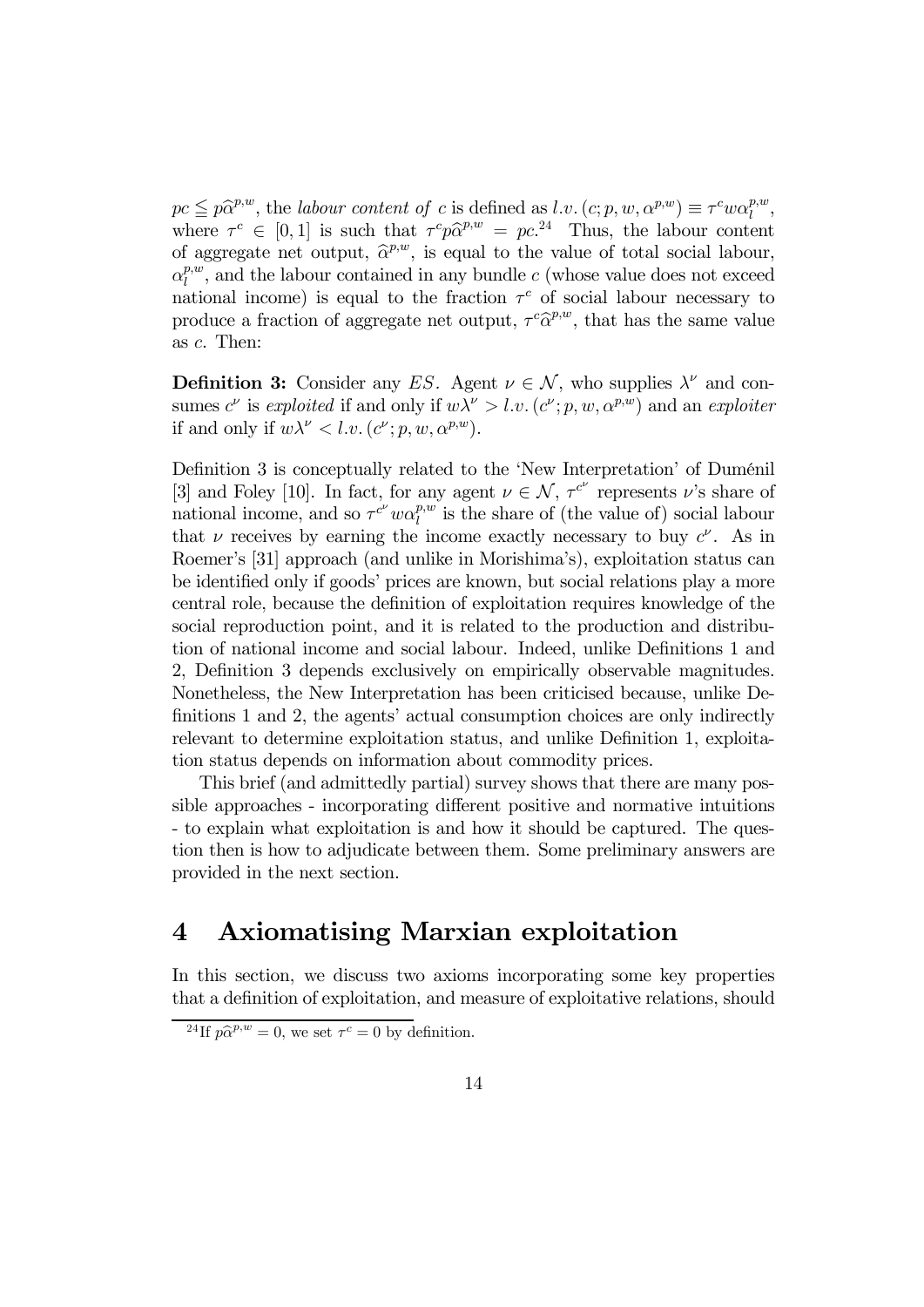$pc \leqq p\widehat{\alpha}^{p,w}$, the *labour content of* $c$ is defined as $l.v.(c; p, w, \alpha^{p,w}) \equiv \tau^c w \alpha_l^{p,w}$, where $\tau^c \in [0, 1]$ is such that $\tau^c p\widehat{\alpha}^{p,w} = pc$.[24] Thus, the labour content of aggregate net output, $\widehat{\alpha}^{p,w}$, is equal to the value of total social labour, $\alpha_l^{p,w}$, and the labour contained in any bundle $c$ (whose value does not exceed national income) is equal to the fraction $\tau^c$ of social labour necessary to produce a fraction of aggregate net output, $\tau^c \widehat{\alpha}^{p,w}$, that has the same value as $c$. Then:

**Definition 3:** Consider any $ES$. Agent $\nu \in \mathcal{N}$, who supplies $\lambda^\nu$ and consumes $c^\nu$ is *exploited* if and only if $w\lambda^\nu > l.v.(c^\nu; p, w, \alpha^{p,w})$ and an *exploiter* if and only if $w\lambda^\nu < l.v.(c^\nu; p, w, \alpha^{p,w})$.

Definition 3 is conceptually related to the 'New Interpretation' of Duménil [3] and Foley [10]. In fact, for any agent $\nu \in \mathcal{N}$, $\tau^{c^\nu}$ represents $\nu$'s share of national income, and so $\tau^{c^\nu} w \alpha_l^{p,w}$ is the share of (the value of) social labour that $\nu$ receives by earning the income exactly necessary to buy $c^\nu$. As in Roemer's [31] approach (and unlike in Morishima's), exploitation status can be identified only if goods' prices are known, but social relations play a more central role, because the definition of exploitation requires knowledge of the social reproduction point, and it is related to the production and distribution of national income and social labour. Indeed, unlike Definitions 1 and 2, Definition 3 depends exclusively on empirically observable magnitudes. Nonetheless, the New Interpretation has been criticised because, unlike Definitions 1 and 2, the agents' actual consumption choices are only indirectly relevant to determine exploitation status, and unlike Definition 1, exploitation status depends on information about commodity prices.

This brief (and admittedly partial) survey shows that there are many possible approaches - incorporating different positive and normative intuitions - to explain what exploitation is and how it should be captured. The question then is how to adjudicate between them. Some preliminary answers are provided in the next section.

# 4 Axiomatising Marxian exploitation

In this section, we discuss two axioms incorporating some key properties that a definition of exploitation, and measure of exploitative relations, should

[24] If $p\widehat{\alpha}^{p,w} = 0$, we set $\tau^c = 0$ by definition.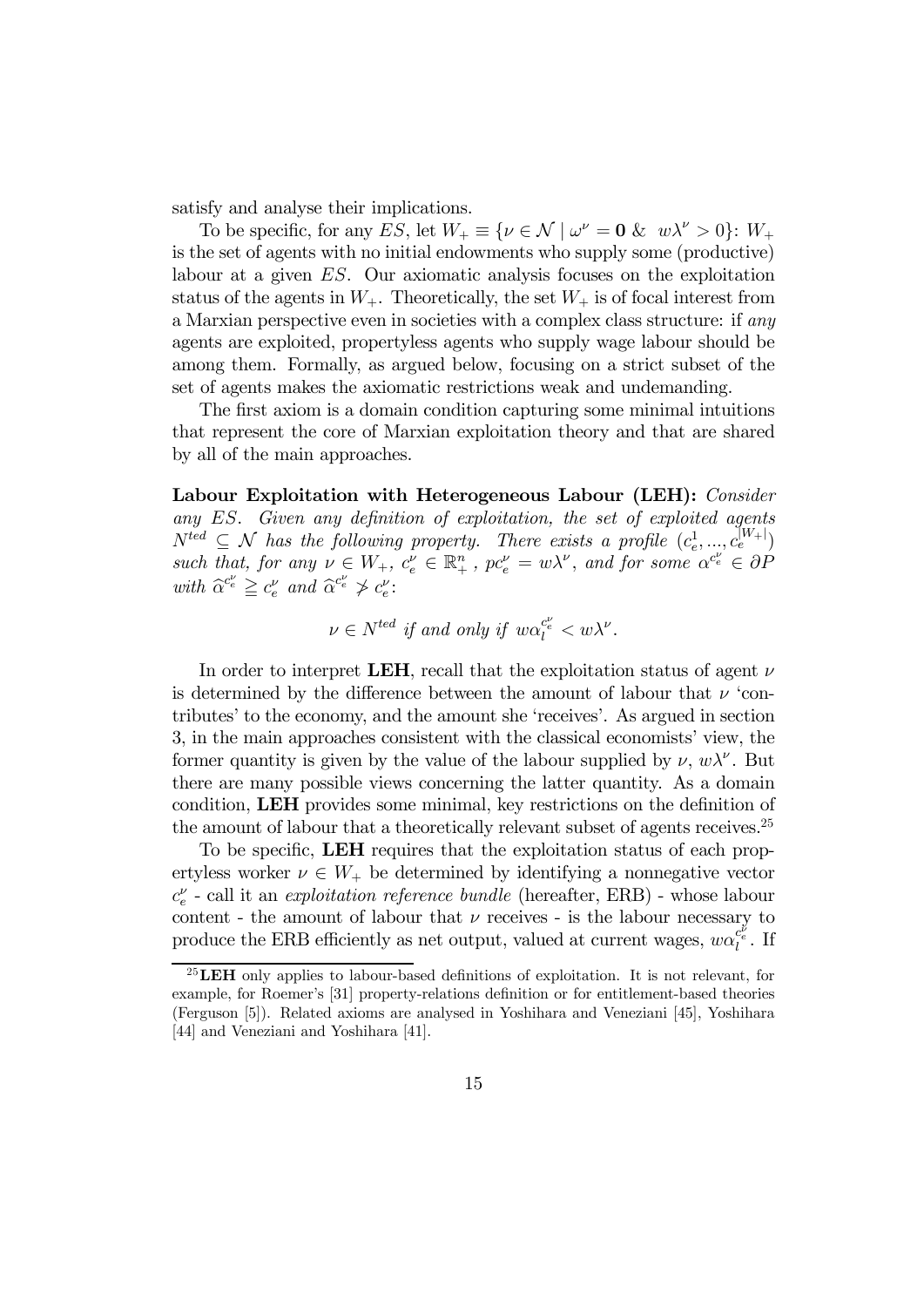satisfy and analyse their implications.

To be specific, for any $ES$, let $W_+ \equiv \{\nu \in \mathcal{N} \mid \omega^\nu = \mathbf{0} \;\&\; w\lambda^\nu > 0\}$: $W_+$ is the set of agents with no initial endowments who supply some (productive) labour at a given $ES$. Our axiomatic analysis focuses on the exploitation status of the agents in $W_+$. Theoretically, the set $W_+$ is of focal interest from a Marxian perspective even in societies with a complex class structure: if *any* agents are exploited, propertyless agents who supply wage labour should be among them. Formally, as argued below, focusing on a strict subset of the set of agents makes the axiomatic restrictions weak and undemanding.

The first axiom is a domain condition capturing some minimal intuitions that represent the core of Marxian exploitation theory and that are shared by all of the main approaches.

**Labour Exploitation with Heterogeneous Labour (LEH):** *Consider any $ES$. Given any definition of exploitation, the set of exploited agents $N^{ted} \subseteq \mathcal{N}$ has the following property. There exists a profile $(c_e^1, ..., c_e^{|W_+|})$ such that, for any $\nu \in W_+$, $c_e^\nu \in \mathbb{R}_+^n$, $pc_e^\nu = w\lambda^\nu$, and for some $\alpha^{c_e^\nu} \in \partial P$ with $\widehat{\alpha}^{c_e^\nu} \geqq c_e^\nu$ and $\widehat{\alpha}^{c_e^\nu} \ngtr c_e^\nu$:*

$$\nu \in N^{ted} \text{ if and only if } w\alpha_l^{c_e^\nu} < w\lambda^\nu.$$

In order to interpret **LEH**, recall that the exploitation status of agent $\nu$ is determined by the difference between the amount of labour that $\nu$ 'contributes' to the economy, and the amount she 'receives'. As argued in section 3, in the main approaches consistent with the classical economists' view, the former quantity is given by the value of the labour supplied by $\nu$, $w\lambda^\nu$. But there are many possible views concerning the latter quantity. As a domain condition, **LEH** provides some minimal, key restrictions on the definition of the amount of labour that a theoretically relevant subset of agents receives.[25]

To be specific, **LEH** requires that the exploitation status of each propertyless worker $\nu \in W_+$ be determined by identifying a nonnegative vector $c_e^\nu$ - call it an *exploitation reference bundle* (hereafter, ERB) - whose labour content - the amount of labour that $\nu$ receives - is the labour necessary to produce the ERB efficiently as net output, valued at current wages, $w\alpha_l^{c_e^\nu}$. If

[25] **LEH** only applies to labour-based definitions of exploitation. It is not relevant, for example, for Roemer's [31] property-relations definition or for entitlement-based theories (Ferguson [5]). Related axioms are analysed in Yoshihara and Veneziani [45], Yoshihara [44] and Veneziani and Yoshihara [41].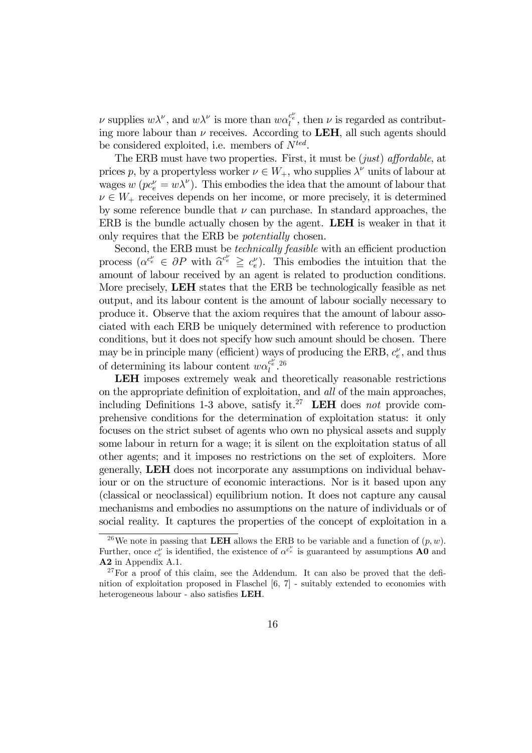$\nu$ supplies $w\lambda^{\nu}$, and $w\lambda^{\nu}$ is more than $w\alpha_l^{c_e^{\nu}}$, then $\nu$ is regarded as contributing more labour than $\nu$ receives. According to **LEH**, all such agents should be considered exploited, i.e. members of $N^{ted}$.

The ERB must have two properties. First, it must be (*just*) *affordable*, at prices $p$, by a propertyless worker $\nu \in W_+$, who supplies $\lambda^{\nu}$ units of labour at wages $w$ ($pc_e^{\nu} = w\lambda^{\nu}$). This embodies the idea that the amount of labour that $\nu \in W_+$ receives depends on her income, or more precisely, it is determined by some reference bundle that $\nu$ can purchase. In standard approaches, the ERB is the bundle actually chosen by the agent. **LEH** is weaker in that it only requires that the ERB be *potentially* chosen.

Second, the ERB must be *technically feasible* with an efficient production process ($\alpha^{c_e^{\nu}} \in \partial P$ with $\widehat{\alpha}^{c_e^{\nu}} \geqq c_e^{\nu}$). This embodies the intuition that the amount of labour received by an agent is related to production conditions. More precisely, **LEH** states that the ERB be technologically feasible as net output, and its labour content is the amount of labour socially necessary to produce it. Observe that the axiom requires that the amount of labour associated with each ERB be uniquely determined with reference to production conditions, but it does not specify how such amount should be chosen. There may be in principle many (efficient) ways of producing the ERB, $c_e^{\nu}$, and thus of determining its labour content $w\alpha_l^{c_e^{\nu}}$.[26]

**LEH** imposes extremely weak and theoretically reasonable restrictions on the appropriate definition of exploitation, and *all* of the main approaches, including Definitions 1-3 above, satisfy it.[27] **LEH** does *not* provide comprehensive conditions for the determination of exploitation status: it only focuses on the strict subset of agents who own no physical assets and supply some labour in return for a wage; it is silent on the exploitation status of all other agents; and it imposes no restrictions on the set of exploiters. More generally, **LEH** does not incorporate any assumptions on individual behaviour or on the structure of economic interactions. Nor is it based upon any (classical or neoclassical) equilibrium notion. It does not capture any causal mechanisms and embodies no assumptions on the nature of individuals or of social reality. It captures the properties of the concept of exploitation in a

---

[26] We note in passing that **LEH** allows the ERB to be variable and a function of $(p, w)$. Further, once $c_e^{\nu}$ is identified, the existence of $\alpha^{c_e^{\nu}}$ is guaranteed by assumptions **A0** and **A2** in Appendix A.1.

[27] For a proof of this claim, see the Addendum. It can also be proved that the definition of exploitation proposed in Flaschel [6, 7] - suitably extended to economies with heterogeneous labour - also satisfies **LEH**.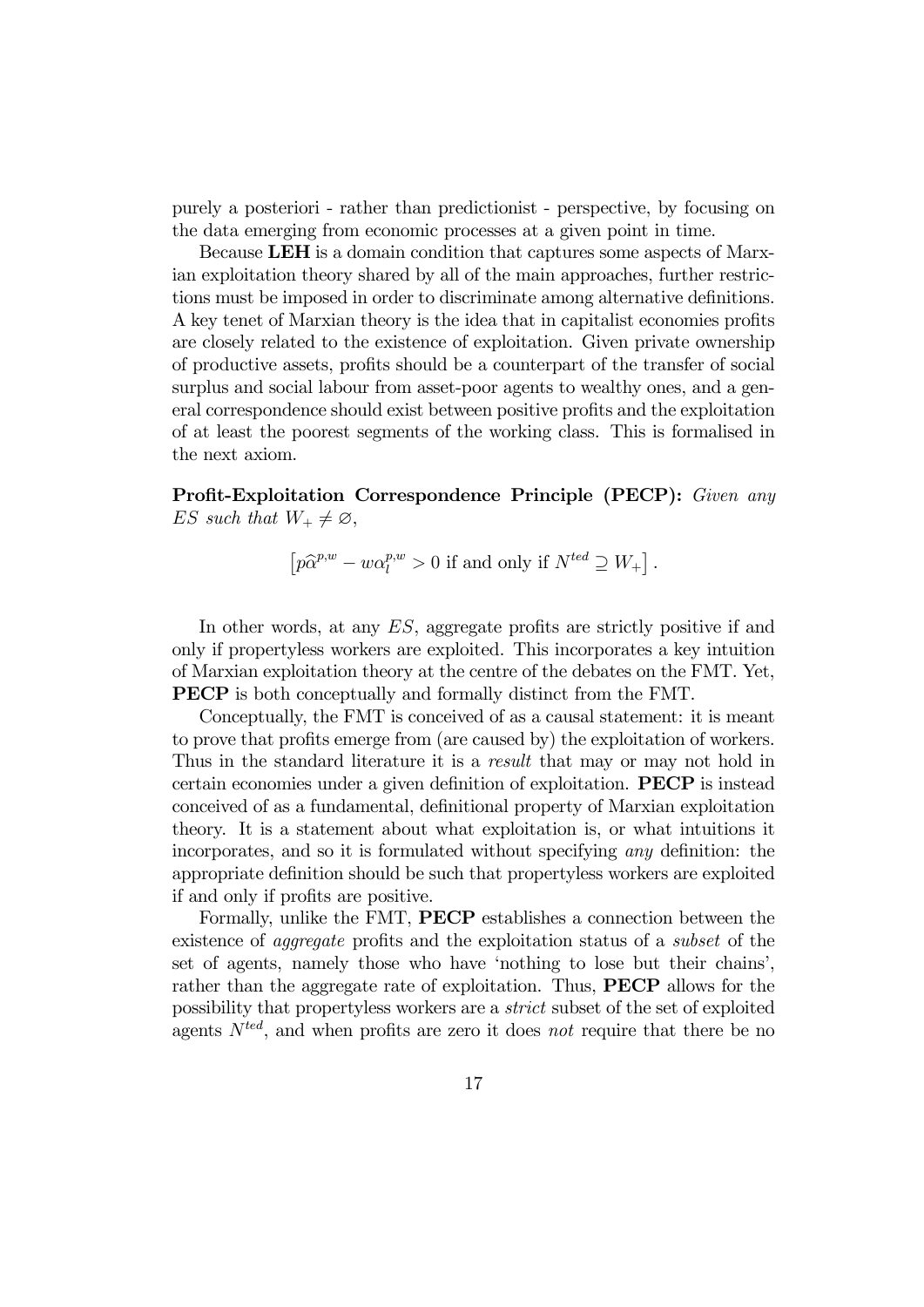purely a posteriori - rather than predictionist - perspective, by focusing on the data emerging from economic processes at a given point in time.

Because **LEH** is a domain condition that captures some aspects of Marxian exploitation theory shared by all of the main approaches, further restrictions must be imposed in order to discriminate among alternative definitions. A key tenet of Marxian theory is the idea that in capitalist economies profits are closely related to the existence of exploitation. Given private ownership of productive assets, profits should be a counterpart of the transfer of social surplus and social labour from asset-poor agents to wealthy ones, and a general correspondence should exist between positive profits and the exploitation of at least the poorest segments of the working class. This is formalised in the next axiom.

**Profit-Exploitation Correspondence Principle (PECP):** *Given any* $ES$ *such that* $W_+ \neq \varnothing$,

$$\left[ p\widehat{\alpha}^{p,w} - w\alpha_l^{p,w} > 0 \text{ if and only if } N^{ted} \supseteq W_+ \right].$$

In other words, at any $ES$, aggregate profits are strictly positive if and only if propertyless workers are exploited. This incorporates a key intuition of Marxian exploitation theory at the centre of the debates on the FMT. Yet, **PECP** is both conceptually and formally distinct from the FMT.

Conceptually, the FMT is conceived of as a causal statement: it is meant to prove that profits emerge from (are caused by) the exploitation of workers. Thus in the standard literature it is a *result* that may or may not hold in certain economies under a given definition of exploitation. **PECP** is instead conceived of as a fundamental, definitional property of Marxian exploitation theory. It is a statement about what exploitation is, or what intuitions it incorporates, and so it is formulated without specifying *any* definition: the appropriate definition should be such that propertyless workers are exploited if and only if profits are positive.

Formally, unlike the FMT, **PECP** establishes a connection between the existence of *aggregate* profits and the exploitation status of a *subset* of the set of agents, namely those who have 'nothing to lose but their chains', rather than the aggregate rate of exploitation. Thus, **PECP** allows for the possibility that propertyless workers are a *strict* subset of the set of exploited agents $N^{ted}$, and when profits are zero it does *not* require that there be no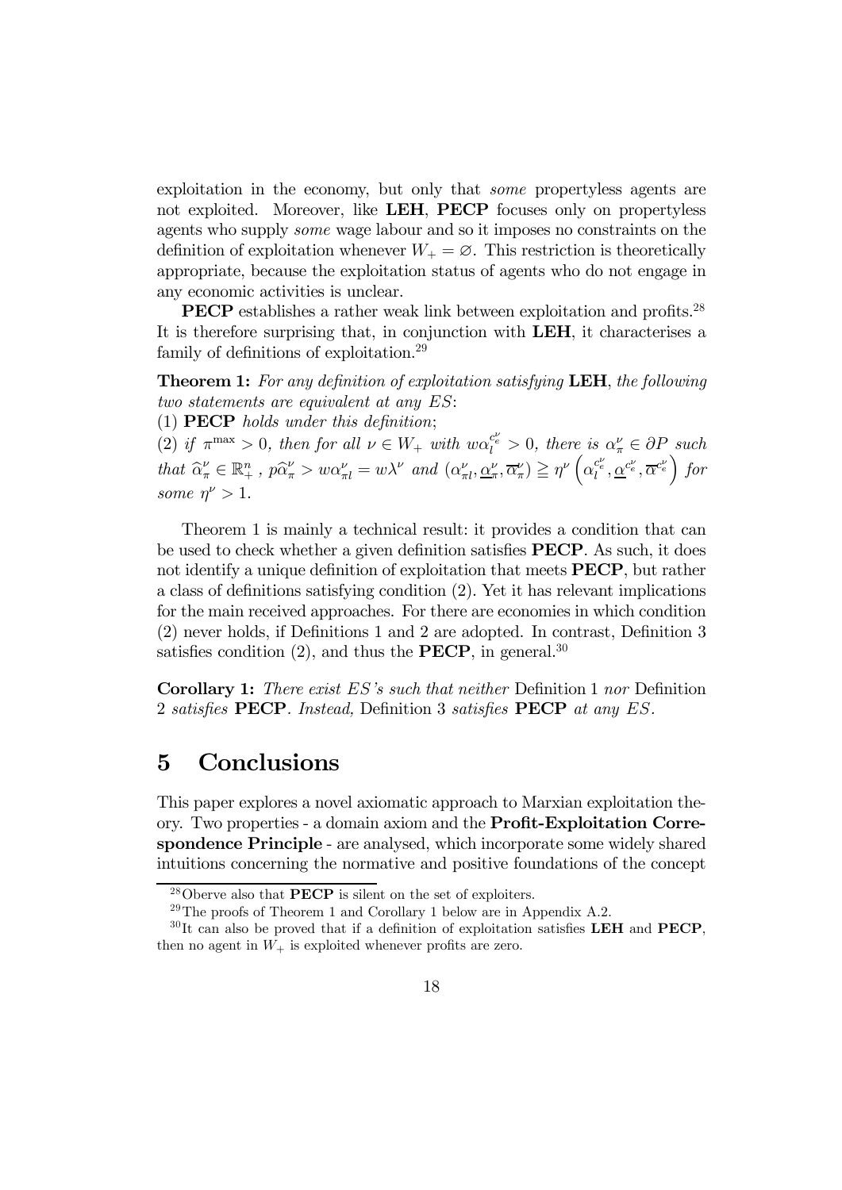exploitation in the economy, but only that *some* propertyless agents are not exploited. Moreover, like **LEH**, **PECP** focuses only on propertyless agents who supply *some* wage labour and so it imposes no constraints on the definition of exploitation whenever $W_+ = \varnothing$. This restriction is theoretically appropriate, because the exploitation status of agents who do not engage in any economic activities is unclear.

**PECP** establishes a rather weak link between exploitation and profits.[28] It is therefore surprising that, in conjunction with **LEH**, it characterises a family of definitions of exploitation.[29]

**Theorem 1:** *For any definition of exploitation satisfying* **LEH**, *the following two statements are equivalent at any ES*:

(1) **PECP** *holds under this definition*;

(2) *if* $\pi^{\max} > 0$, *then for all* $\nu \in W_+$ *with* $w\alpha_l^{c_e^\nu} > 0$, *there is* $\alpha_\pi^\nu \in \partial P$ *such that* $\widehat{\alpha}_\pi^\nu \in \mathbb{R}_+^n$ , $p\widehat{\alpha}_\pi^\nu > w\alpha_{\pi l}^\nu = w\lambda^\nu$ *and* $(\alpha_{\pi l}^\nu, \underline{\alpha}_\pi^\nu, \overline{\alpha}_\pi^\nu) \geqq \eta^\nu \left(\alpha_l^{c_e^\nu}, \underline{\alpha}^{c_e^\nu}, \overline{\alpha}^{c_e^\nu}\right)$ *for some* $\eta^\nu > 1$.

Theorem 1 is mainly a technical result: it provides a condition that can be used to check whether a given definition satisfies **PECP**. As such, it does not identify a unique definition of exploitation that meets **PECP**, but rather a class of definitions satisfying condition (2). Yet it has relevant implications for the main received approaches. For there are economies in which condition (2) never holds, if Definitions 1 and 2 are adopted. In contrast, Definition 3 satisfies condition (2), and thus the **PECP**, in general.[30]

**Corollary 1:** *There exist ES's such that neither* Definition 1 *nor* Definition 2 *satisfies* **PECP**. *Instead,* Definition 3 *satisfies* **PECP** *at any ES*.

# 5 Conclusions

This paper explores a novel axiomatic approach to Marxian exploitation theory. Two properties - a domain axiom and the **Profit-Exploitation Correspondence Principle** - are analysed, which incorporate some widely shared intuitions concerning the normative and positive foundations of the concept

---

[28] Oberve also that **PECP** is silent on the set of exploiters.

[29] The proofs of Theorem 1 and Corollary 1 below are in Appendix A.2.

[30] It can also be proved that if a definition of exploitation satisfies **LEH** and **PECP**, then no agent in $W_+$ is exploited whenever profits are zero.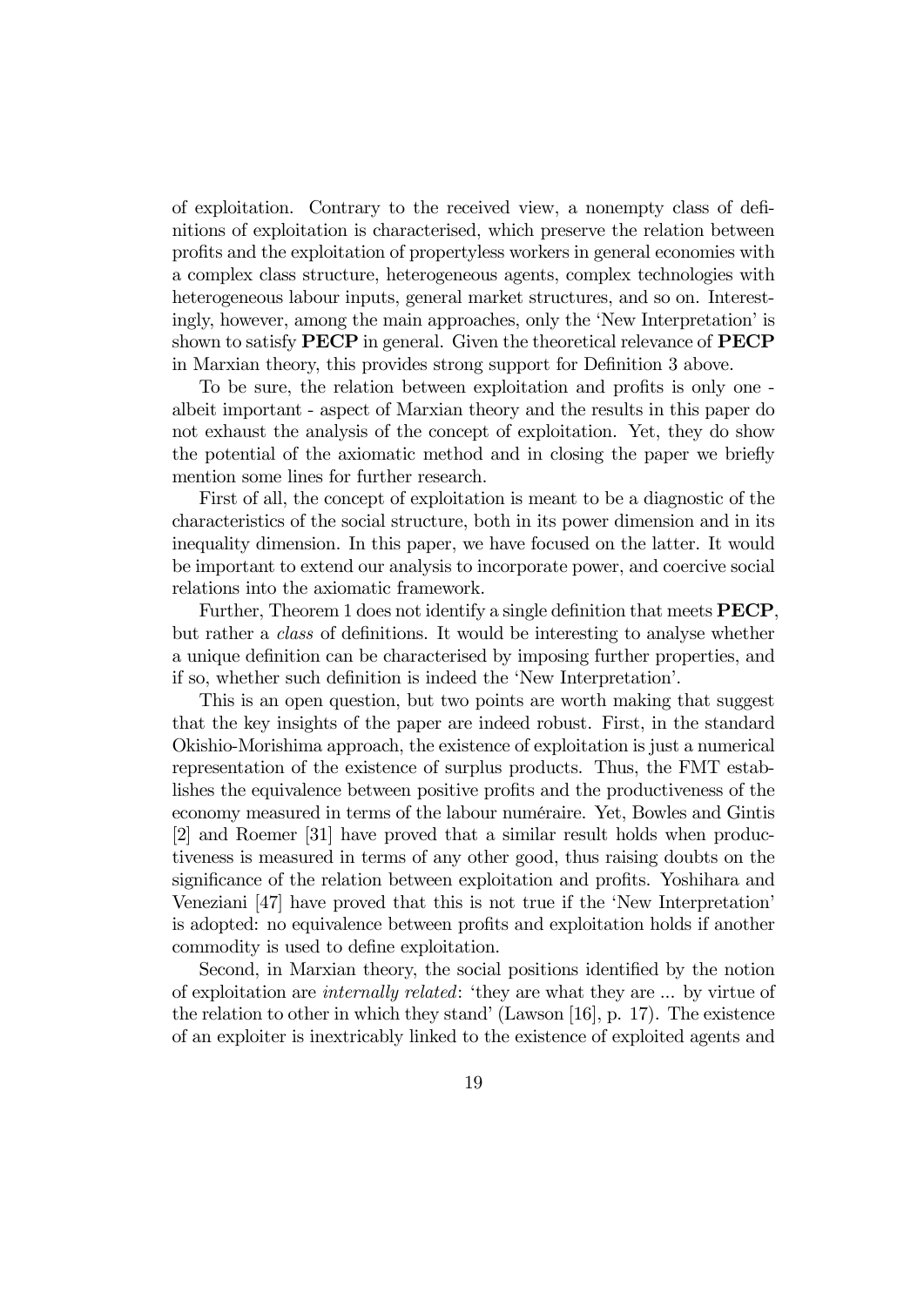of exploitation. Contrary to the received view, a nonempty class of definitions of exploitation is characterised, which preserve the relation between profits and the exploitation of propertyless workers in general economies with a complex class structure, heterogeneous agents, complex technologies with heterogeneous labour inputs, general market structures, and so on. Interestingly, however, among the main approaches, only the 'New Interpretation' is shown to satisfy **PECP** in general. Given the theoretical relevance of **PECP** in Marxian theory, this provides strong support for Definition 3 above.

To be sure, the relation between exploitation and profits is only one - albeit important - aspect of Marxian theory and the results in this paper do not exhaust the analysis of the concept of exploitation. Yet, they do show the potential of the axiomatic method and in closing the paper we briefly mention some lines for further research.

First of all, the concept of exploitation is meant to be a diagnostic of the characteristics of the social structure, both in its power dimension and in its inequality dimension. In this paper, we have focused on the latter. It would be important to extend our analysis to incorporate power, and coercive social relations into the axiomatic framework.

Further, Theorem 1 does not identify a single definition that meets **PECP**, but rather a *class* of definitions. It would be interesting to analyse whether a unique definition can be characterised by imposing further properties, and if so, whether such definition is indeed the 'New Interpretation'.

This is an open question, but two points are worth making that suggest that the key insights of the paper are indeed robust. First, in the standard Okishio-Morishima approach, the existence of exploitation is just a numerical representation of the existence of surplus products. Thus, the FMT establishes the equivalence between positive profits and the productiveness of the economy measured in terms of the labour numéraire. Yet, Bowles and Gintis [2] and Roemer [31] have proved that a similar result holds when productiveness is measured in terms of any other good, thus raising doubts on the significance of the relation between exploitation and profits. Yoshihara and Veneziani [47] have proved that this is not true if the 'New Interpretation' is adopted: no equivalence between profits and exploitation holds if another commodity is used to define exploitation.

Second, in Marxian theory, the social positions identified by the notion of exploitation are *internally related*: 'they are what they are ... by virtue of the relation to other in which they stand' (Lawson [16], p. 17). The existence of an exploiter is inextricably linked to the existence of exploited agents and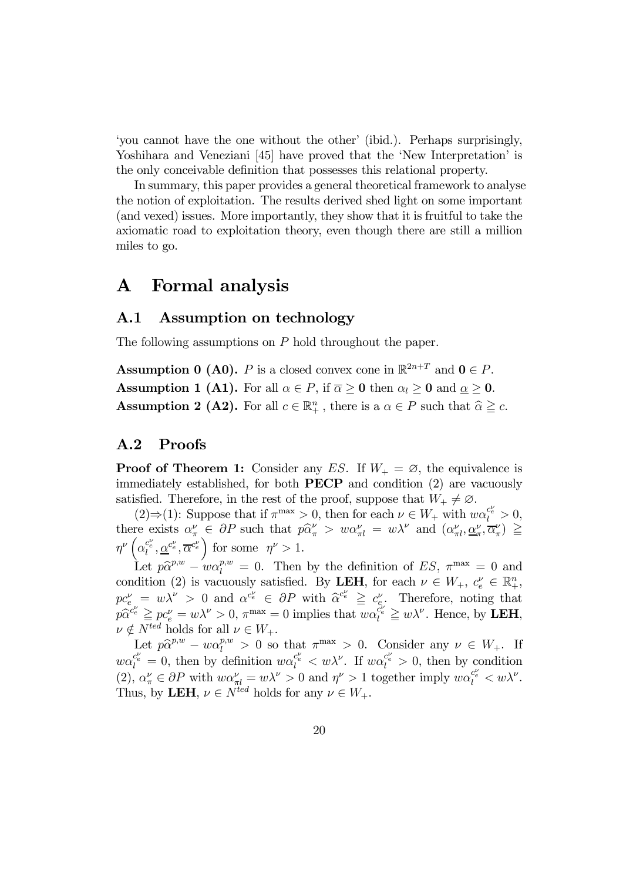'you cannot have the one without the other' (ibid.). Perhaps surprisingly, Yoshihara and Veneziani [45] have proved that the 'New Interpretation' is the only conceivable definition that possesses this relational property.

In summary, this paper provides a general theoretical framework to analyse the notion of exploitation. The results derived shed light on some important (and vexed) issues. More importantly, they show that it is fruitful to take the axiomatic road to exploitation theory, even though there are still a million miles to go.

# A Formal analysis

## A.1 Assumption on technology

The following assumptions on $P$ hold throughout the paper.

**Assumption 0 (A0).** $P$ is a closed convex cone in $\mathbb{R}^{2n+T}$ and $\mathbf{0} \in P$.

**Assumption 1 (A1).** For all $\alpha \in P$, if $\overline{\alpha} \geq \mathbf{0}$ then $\alpha_l \geq \mathbf{0}$ and $\underline{\alpha} \geq \mathbf{0}$.

**Assumption 2 (A2).** For all $c \in \mathbb{R}^n_+$, there is a $\alpha \in P$ such that $\widehat{\alpha} \geqq c$.

## A.2 Proofs

**Proof of Theorem 1:** Consider any $ES$. If $W_+ = \varnothing$, the equivalence is immediately established, for both **PECP** and condition (2) are vacuously satisfied. Therefore, in the rest of the proof, suppose that $W_+ \neq \varnothing$.

(2)$\Rightarrow$(1): Suppose that if $\pi^{\max} > 0$, then for each $\nu \in W_+$ with $w\alpha_l^{c_e^\nu} > 0$, there exists $\alpha_\pi^\nu \in \partial P$ such that $p\widehat{\alpha}_\pi^\nu > w\alpha_{\pi l}^\nu = w\lambda^\nu$ and $(\alpha_{\pi l}^\nu, \underline{\alpha}_\pi^\nu, \overline{\alpha}_\pi^\nu) \geqq \eta^\nu \left(\alpha_l^{c_e^\nu}, \underline{\alpha}^{c_e^\nu}, \overline{\alpha}^{c_e^\nu}\right)$ for some $\eta^\nu > 1$.

Let $p\widehat{\alpha}^{p,w} - w\alpha_l^{p,w} = 0$. Then by the definition of $ES$, $\pi^{\max} = 0$ and condition (2) is vacuously satisfied. By **LEH**, for each $\nu \in W_+$, $c_e^\nu \in \mathbb{R}^n_+$, $pc_e^\nu = w\lambda^\nu > 0$ and $\alpha^{c_e^\nu} \in \partial P$ with $\widehat{\alpha}^{c_e^\nu} \geqq c_e^\nu$. Therefore, noting that $p\widehat{\alpha}^{c_e^\nu} \geqq pc_e^\nu = w\lambda^\nu > 0$, $\pi^{\max} = 0$ implies that $w\alpha_l^{c_e^\nu} \geqq w\lambda^\nu$. Hence, by **LEH**, $\nu \notin N^{ted}$ holds for all $\nu \in W_+$.

Let $p\widehat{\alpha}^{p,w} - w\alpha_l^{p,w} > 0$ so that $\pi^{\max} > 0$. Consider any $\nu \in W_+$. If $w\alpha_l^{c_e^\nu} = 0$, then by definition $w\alpha_l^{c_e^\nu} < w\lambda^\nu$. If $w\alpha_l^{c_e^\nu} > 0$, then by condition (2), $\alpha_\pi^\nu \in \partial P$ with $w\alpha_{\pi l}^\nu = w\lambda^\nu > 0$ and $\eta^\nu > 1$ together imply $w\alpha_l^{c_e^\nu} < w\lambda^\nu$. Thus, by **LEH**, $\nu \in N^{ted}$ holds for any $\nu \in W_+$.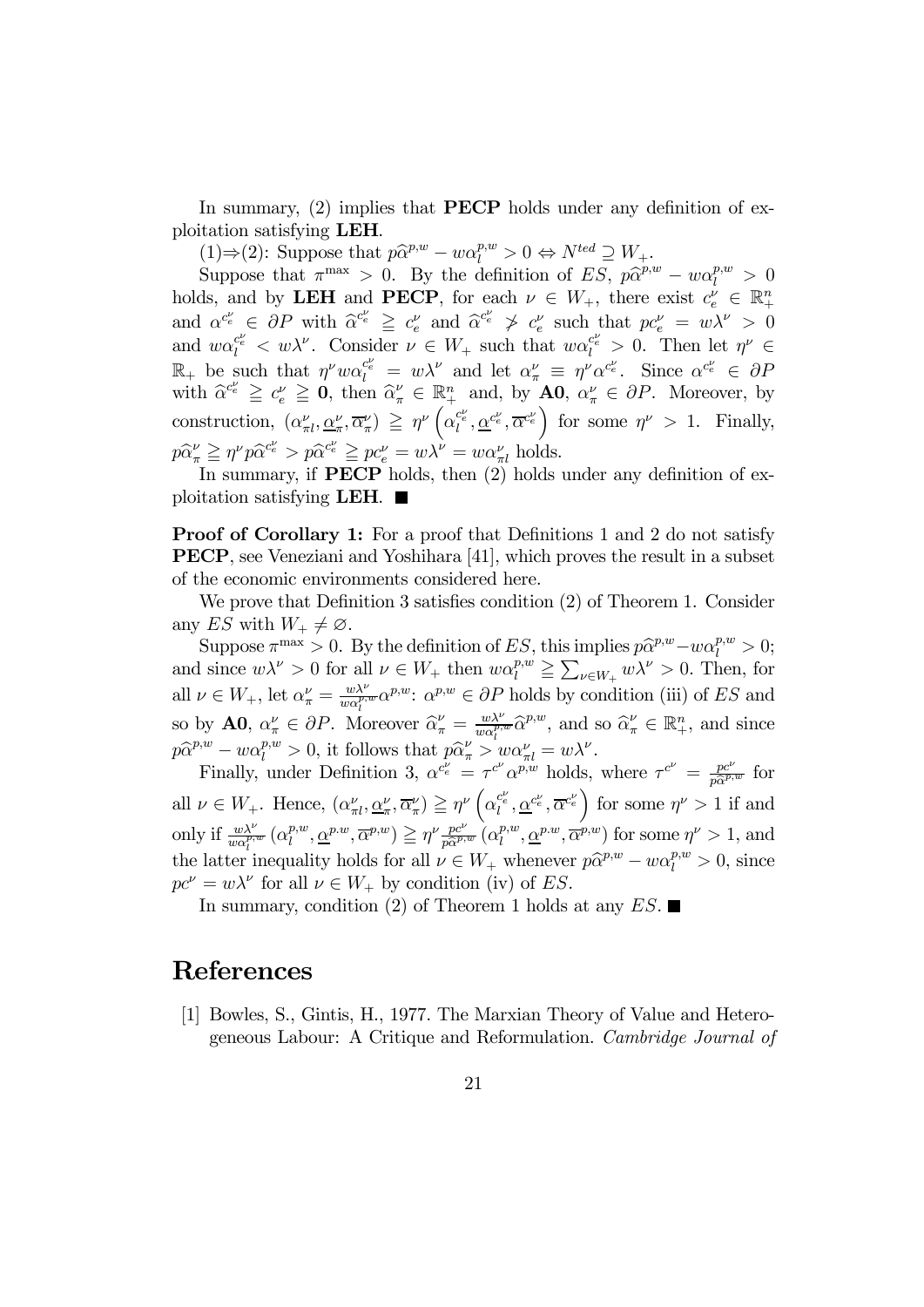In summary, (2) implies that **PECP** holds under any definition of exploitation satisfying **LEH**.

(1)⇒(2): Suppose that $p\widehat{\alpha}^{p,w} - w\alpha_l^{p,w} > 0 \Leftrightarrow N^{ted} \supseteq W_+$.

Suppose that $\pi^{\max} > 0$. By the definition of $ES$, $p\widehat{\alpha}^{p,w} - w\alpha_l^{p,w} > 0$ holds, and by **LEH** and **PECP**, for each $\nu \in W_+$, there exist $c_e^\nu \in \mathbb{R}_+^n$ and $\alpha^{c_e^\nu} \in \partial P$ with $\widehat{\alpha}^{c_e^\nu} \geqq c_e^\nu$ and $\widehat{\alpha}^{c_e^\nu} \not> c_e^\nu$ such that $pc_e^\nu = w\lambda^\nu > 0$ and $w\alpha_l^{c_e^\nu} < w\lambda^\nu$. Consider $\nu \in W_+$ such that $w\alpha_l^{c_e^\nu} > 0$. Then let $\eta^\nu \in \mathbb{R}_+$ be such that $\eta^\nu w\alpha_l^{c_e^\nu} = w\lambda^\nu$ and let $\alpha_\pi^\nu \equiv \eta^\nu \alpha^{c_e^\nu}$. Since $\alpha^{c_e^\nu} \in \partial P$ with $\widehat{\alpha}^{c_e^\nu} \geqq c_e^\nu \geqq \mathbf{0}$, then $\widehat{\alpha}_\pi^\nu \in \mathbb{R}_+^n$ and, by **A0**, $\alpha_\pi^\nu \in \partial P$. Moreover, by construction, $(\alpha_{\pi l}^\nu, \underline{\alpha}_\pi^\nu, \overline{\alpha}_\pi^\nu) \geqq \eta^\nu \left(\alpha_l^{c_e^\nu}, \underline{\alpha}^{c_e^\nu}, \overline{\alpha}^{c_e^\nu}\right)$ for some $\eta^\nu > 1$. Finally, $p\widehat{\alpha}_\pi^\nu \geqq \eta^\nu p\widehat{\alpha}^{c_e^\nu} > p\widehat{\alpha}^{c_e^\nu} \geqq pc_e^\nu = w\lambda^\nu = w\alpha_{\pi l}^\nu$ holds.

In summary, if **PECP** holds, then (2) holds under any definition of exploitation satisfying **LEH**. ■

**Proof of Corollary 1:** For a proof that Definitions 1 and 2 do not satisfy **PECP**, see Veneziani and Yoshihara [41], which proves the result in a subset of the economic environments considered here.

We prove that Definition 3 satisfies condition (2) of Theorem 1. Consider any $ES$ with $W_+ \neq \varnothing$.

Suppose $\pi^{\max} > 0$. By the definition of $ES$, this implies $p\widehat{\alpha}^{p,w} - w\alpha_l^{p,w} > 0$; and since $w\lambda^\nu > 0$ for all $\nu \in W_+$ then $w\alpha_l^{p,w} \geqq \sum_{\nu \in W_+} w\lambda^\nu > 0$. Then, for all $\nu \in W_+$, let $\alpha_\pi^\nu = \frac{w\lambda^\nu}{w\alpha_l^{p,w}}\alpha^{p,w}$: $\alpha^{p,w} \in \partial P$ holds by condition (iii) of $ES$ and so by **A0**, $\alpha_\pi^\nu \in \partial P$. Moreover $\widehat{\alpha}_\pi^\nu = \frac{w\lambda^\nu}{w\alpha_l^{p,w}}\widehat{\alpha}^{p,w}$, and so $\widehat{\alpha}_\pi^\nu \in \mathbb{R}_+^n$, and since $p\widehat{\alpha}^{p,w} - w\alpha_l^{p,w} > 0$, it follows that $p\widehat{\alpha}_\pi^\nu > w\alpha_{\pi l}^\nu = w\lambda^\nu$.

Finally, under Definition 3, $\alpha^{c_e^\nu} = \tau^{c^\nu}\alpha^{p,w}$ holds, where $\tau^{c^\nu} = \frac{pc^\nu}{p\widehat{\alpha}^{p,w}}$ for all $\nu \in W_+$. Hence, $(\alpha_{\pi l}^\nu, \underline{\alpha}_\pi^\nu, \overline{\alpha}_\pi^\nu) \geqq \eta^\nu \left(\alpha_l^{c_e^\nu}, \underline{\alpha}^{c_e^\nu}, \overline{\alpha}^{c_e^\nu}\right)$ for some $\eta^\nu > 1$ if and only if $\frac{w\lambda^\nu}{w\alpha_l^{p,w}}(\alpha_l^{p,w}, \underline{\alpha}^{p.w}, \overline{\alpha}^{p,w}) \geqq \eta^\nu \frac{pc^\nu}{p\widehat{\alpha}^{p,w}}(\alpha_l^{p,w}, \underline{\alpha}^{p.w}, \overline{\alpha}^{p,w})$ for some $\eta^\nu > 1$, and the latter inequality holds for all $\nu \in W_+$ whenever $p\widehat{\alpha}^{p,w} - w\alpha_l^{p,w} > 0$, since $pc^\nu = w\lambda^\nu$ for all $\nu \in W_+$ by condition (iv) of $ES$.

In summary, condition (2) of Theorem 1 holds at any $ES$. ■

# References

[1] Bowles, S., Gintis, H., 1977. The Marxian Theory of Value and Heterogeneous Labour: A Critique and Reformulation. *Cambridge Journal of*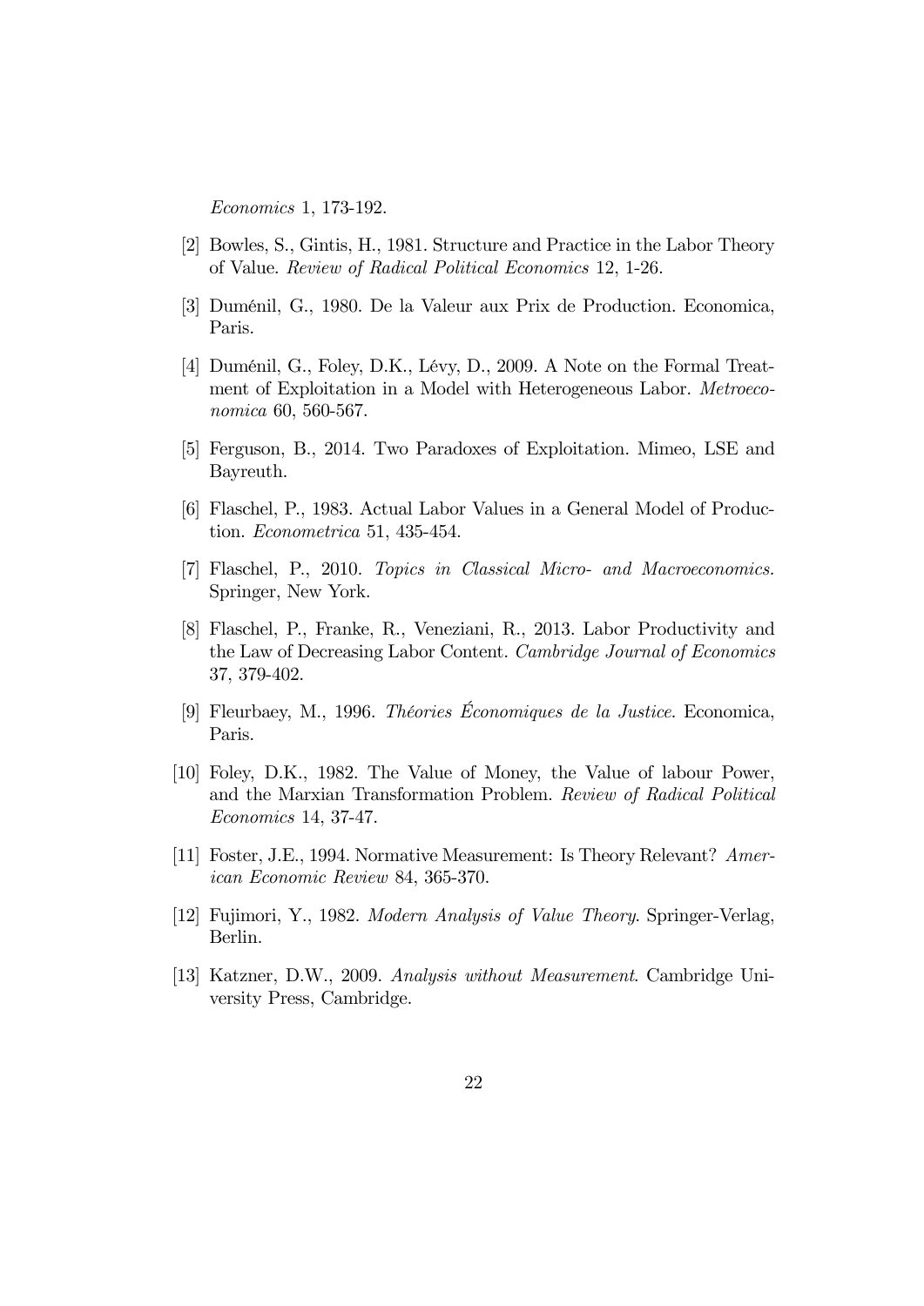*Economics* 1, 173-192.

[2] Bowles, S., Gintis, H., 1981. Structure and Practice in the Labor Theory of Value. *Review of Radical Political Economics* 12, 1-26.

[3] Duménil, G., 1980. De la Valeur aux Prix de Production. Economica, Paris.

[4] Duménil, G., Foley, D.K., Lévy, D., 2009. A Note on the Formal Treatment of Exploitation in a Model with Heterogeneous Labor. *Metroeconomica* 60, 560-567.

[5] Ferguson, B., 2014. Two Paradoxes of Exploitation. Mimeo, LSE and Bayreuth.

[6] Flaschel, P., 1983. Actual Labor Values in a General Model of Production. *Econometrica* 51, 435-454.

[7] Flaschel, P., 2010. *Topics in Classical Micro- and Macroeconomics.* Springer, New York.

[8] Flaschel, P., Franke, R., Veneziani, R., 2013. Labor Productivity and the Law of Decreasing Labor Content. *Cambridge Journal of Economics* 37, 379-402.

[9] Fleurbaey, M., 1996. *Théories Économiques de la Justice*. Economica, Paris.

[10] Foley, D.K., 1982. The Value of Money, the Value of labour Power, and the Marxian Transformation Problem. *Review of Radical Political Economics* 14, 37-47.

[11] Foster, J.E., 1994. Normative Measurement: Is Theory Relevant? *American Economic Review* 84, 365-370.

[12] Fujimori, Y., 1982. *Modern Analysis of Value Theory*. Springer-Verlag, Berlin.

[13] Katzner, D.W., 2009. *Analysis without Measurement*. Cambridge University Press, Cambridge.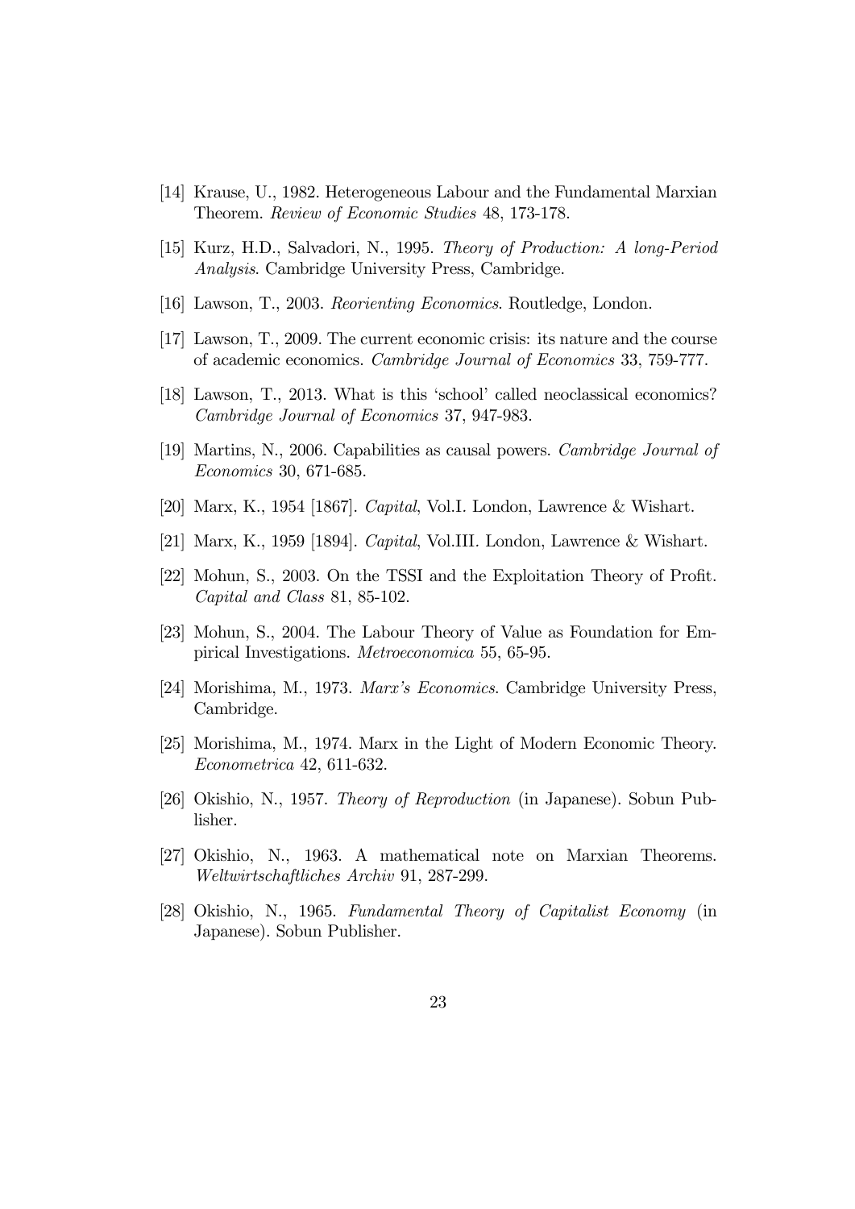[14] Krause, U., 1982. Heterogeneous Labour and the Fundamental Marxian Theorem. *Review of Economic Studies* 48, 173-178.

[15] Kurz, H.D., Salvadori, N., 1995. *Theory of Production: A long-Period Analysis*. Cambridge University Press, Cambridge.

[16] Lawson, T., 2003. *Reorienting Economics*. Routledge, London.

[17] Lawson, T., 2009. The current economic crisis: its nature and the course of academic economics. *Cambridge Journal of Economics* 33, 759-777.

[18] Lawson, T., 2013. What is this 'school' called neoclassical economics? *Cambridge Journal of Economics* 37, 947-983.

[19] Martins, N., 2006. Capabilities as causal powers. *Cambridge Journal of Economics* 30, 671-685.

[20] Marx, K., 1954 [1867]. *Capital*, Vol.I. London, Lawrence & Wishart.

[21] Marx, K., 1959 [1894]. *Capital*, Vol.III. London, Lawrence & Wishart.

[22] Mohun, S., 2003. On the TSSI and the Exploitation Theory of Profit. *Capital and Class* 81, 85-102.

[23] Mohun, S., 2004. The Labour Theory of Value as Foundation for Empirical Investigations. *Metroeconomica* 55, 65-95.

[24] Morishima, M., 1973. *Marx's Economics*. Cambridge University Press, Cambridge.

[25] Morishima, M., 1974. Marx in the Light of Modern Economic Theory. *Econometrica* 42, 611-632.

[26] Okishio, N., 1957. *Theory of Reproduction* (in Japanese). Sobun Publisher.

[27] Okishio, N., 1963. A mathematical note on Marxian Theorems. *Weltwirtschaftliches Archiv* 91, 287-299.

[28] Okishio, N., 1965. *Fundamental Theory of Capitalist Economy* (in Japanese). Sobun Publisher.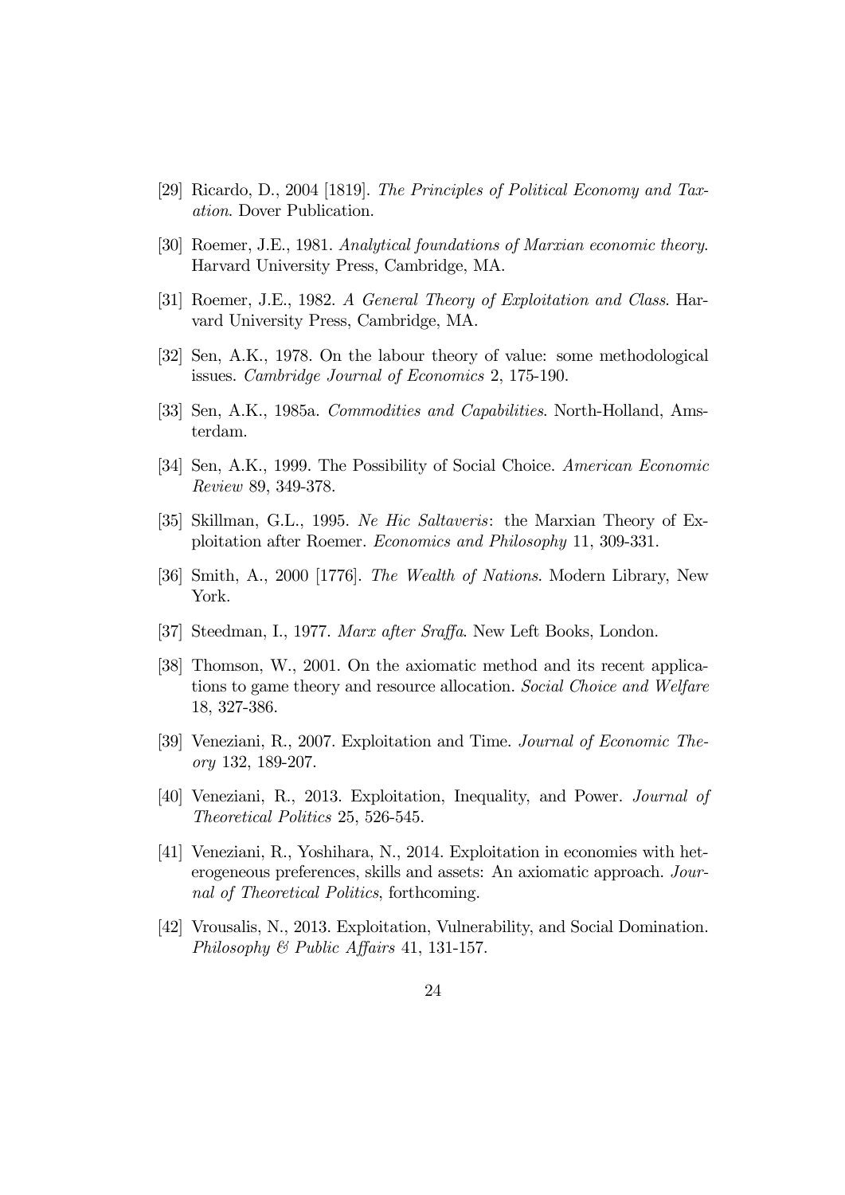[29] Ricardo, D., 2004 [1819]. *The Principles of Political Economy and Taxation*. Dover Publication.

[30] Roemer, J.E., 1981. *Analytical foundations of Marxian economic theory*. Harvard University Press, Cambridge, MA.

[31] Roemer, J.E., 1982. *A General Theory of Exploitation and Class*. Harvard University Press, Cambridge, MA.

[32] Sen, A.K., 1978. On the labour theory of value: some methodological issues. *Cambridge Journal of Economics* 2, 175-190.

[33] Sen, A.K., 1985a. *Commodities and Capabilities*. North-Holland, Amsterdam.

[34] Sen, A.K., 1999. The Possibility of Social Choice. *American Economic Review* 89, 349-378.

[35] Skillman, G.L., 1995. *Ne Hic Saltaveris*: the Marxian Theory of Exploitation after Roemer. *Economics and Philosophy* 11, 309-331.

[36] Smith, A., 2000 [1776]. *The Wealth of Nations*. Modern Library, New York.

[37] Steedman, I., 1977. *Marx after Sraffa*. New Left Books, London.

[38] Thomson, W., 2001. On the axiomatic method and its recent applications to game theory and resource allocation. *Social Choice and Welfare* 18, 327-386.

[39] Veneziani, R., 2007. Exploitation and Time. *Journal of Economic Theory* 132, 189-207.

[40] Veneziani, R., 2013. Exploitation, Inequality, and Power. *Journal of Theoretical Politics* 25, 526-545.

[41] Veneziani, R., Yoshihara, N., 2014. Exploitation in economies with heterogeneous preferences, skills and assets: An axiomatic approach. *Journal of Theoretical Politics*, forthcoming.

[42] Vrousalis, N., 2013. Exploitation, Vulnerability, and Social Domination. *Philosophy & Public Affairs* 41, 131-157.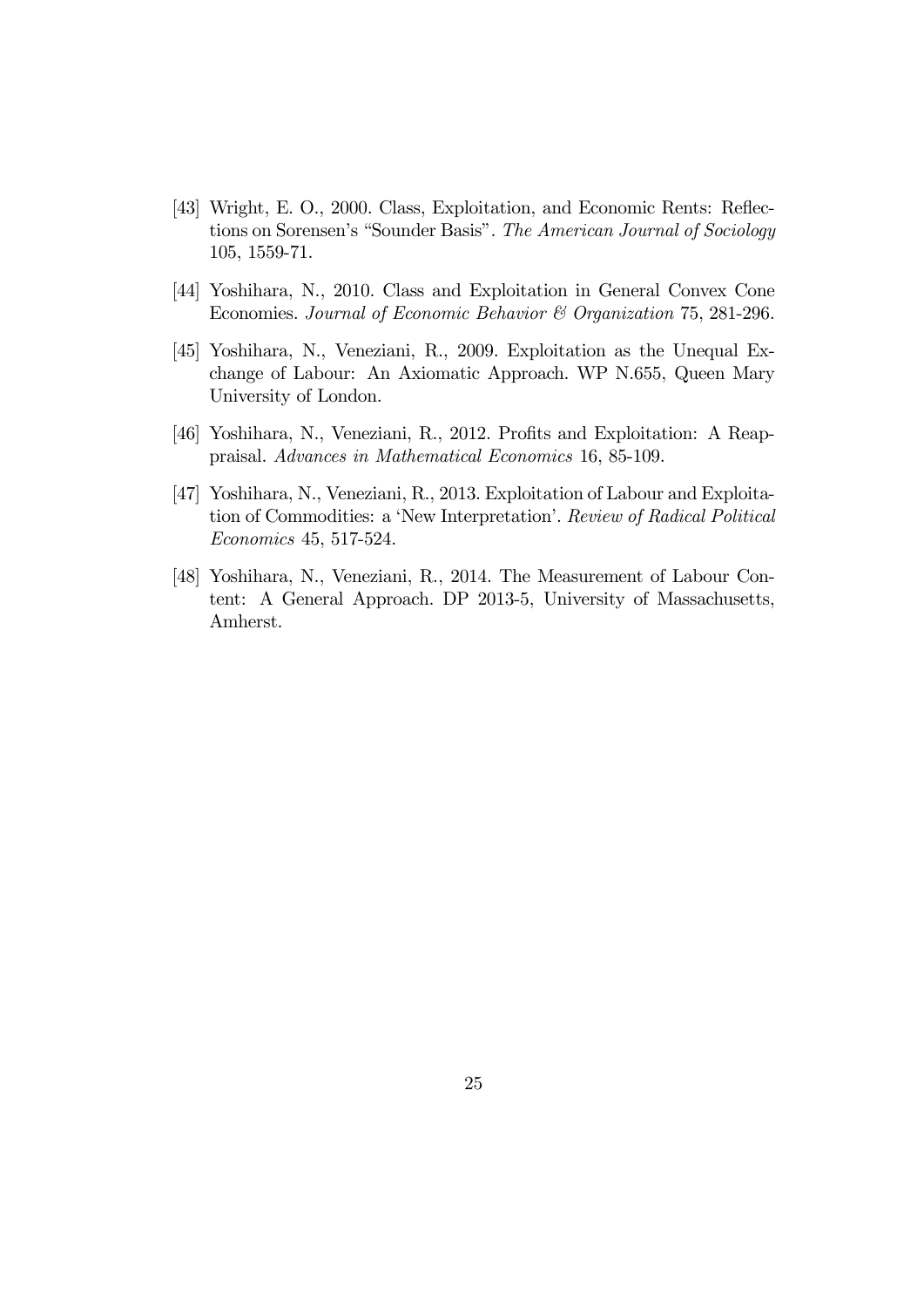[43] Wright, E. O., 2000. Class, Exploitation, and Economic Rents: Reflections on Sorensen's "Sounder Basis". *The American Journal of Sociology* 105, 1559-71.

[44] Yoshihara, N., 2010. Class and Exploitation in General Convex Cone Economies. *Journal of Economic Behavior & Organization* 75, 281-296.

[45] Yoshihara, N., Veneziani, R., 2009. Exploitation as the Unequal Exchange of Labour: An Axiomatic Approach. WP N.655, Queen Mary University of London.

[46] Yoshihara, N., Veneziani, R., 2012. Profits and Exploitation: A Reappraisal. *Advances in Mathematical Economics* 16, 85-109.

[47] Yoshihara, N., Veneziani, R., 2013. Exploitation of Labour and Exploitation of Commodities: a 'New Interpretation'. *Review of Radical Political Economics* 45, 517-524.

[48] Yoshihara, N., Veneziani, R., 2014. The Measurement of Labour Content: A General Approach. DP 2013-5, University of Massachusetts, Amherst.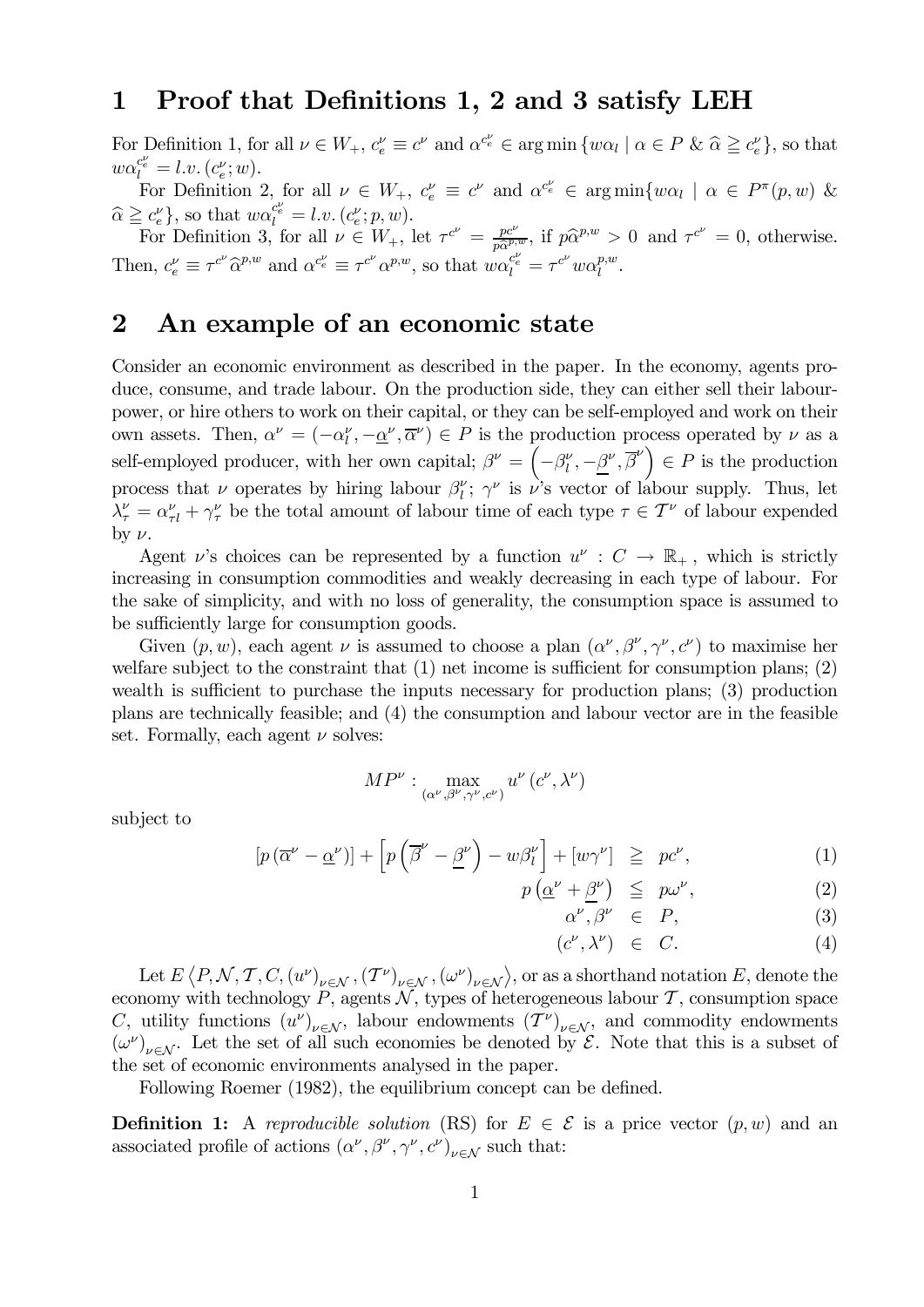# 1 Proof that Definitions 1, 2 and 3 satisfy LEH

For Definition 1, for all $\nu \in W_+$, $c_e^\nu \equiv c^\nu$ and $\alpha^{c_e^\nu} \in \arg\min \{w\alpha_l \mid \alpha \in P \;\&\; \widehat{\alpha} \geqq c_e^\nu\}$, so that $w\alpha_l^{c_e^\nu} = l.v.(c_e^\nu; w)$.

For Definition 2, for all $\nu \in W_+$, $c_e^\nu \equiv c^\nu$ and $\alpha^{c_e^\nu} \in \arg\min\{w\alpha_l \mid \alpha \in P^\pi(p,w) \;\&\; \widehat{\alpha} \geqq c_e^\nu\}$, so that $w\alpha_l^{c_e^\nu} = l.v.(c_e^\nu; p, w)$.

For Definition 3, for all $\nu \in W_+$, let $\tau^{c^\nu} = \frac{pc^\nu}{p\widehat{\alpha}^{p,w}}$, if $p\widehat{\alpha}^{p,w} > 0$ and $\tau^{c^\nu} = 0$, otherwise. Then, $c_e^\nu \equiv \tau^{c^\nu}\widehat{\alpha}^{p,w}$ and $\alpha^{c_e^\nu} \equiv \tau^{c^\nu}\alpha^{p,w}$, so that $w\alpha_l^{c_e^\nu} = \tau^{c^\nu} w\alpha_l^{p,w}$.

# 2 An example of an economic state

Consider an economic environment as described in the paper. In the economy, agents produce, consume, and trade labour. On the production side, they can either sell their labour-power, or hire others to work on their capital, or they can be self-employed and work on their own assets. Then, $\alpha^\nu = (-\alpha_l^\nu, -\underline{\alpha}^\nu, \overline{\alpha}^\nu) \in P$ is the production process operated by $\nu$ as a self-employed producer, with her own capital; $\beta^\nu = \left(-\beta_l^\nu, -\underline{\beta}^\nu, \overline{\beta}^\nu\right) \in P$ is the production process that $\nu$ operates by hiring labour $\beta_l^\nu$; $\gamma^\nu$ is $\nu$'s vector of labour supply. Thus, let $\lambda_\tau^\nu = \alpha_{\tau l}^\nu + \gamma_\tau^\nu$ be the total amount of labour time of each type $\tau \in \mathcal{T}^\nu$ of labour expended by $\nu$.

Agent $\nu$'s choices can be represented by a function $u^\nu : C \to \mathbb{R}_+$, which is strictly increasing in consumption commodities and weakly decreasing in each type of labour. For the sake of simplicity, and with no loss of generality, the consumption space is assumed to be sufficiently large for consumption goods.

Given $(p, w)$, each agent $\nu$ is assumed to choose a plan $(\alpha^\nu, \beta^\nu, \gamma^\nu, c^\nu)$ to maximise her welfare subject to the constraint that (1) net income is sufficient for consumption plans; (2) wealth is sufficient to purchase the inputs necessary for production plans; (3) production plans are technically feasible; and (4) the consumption and labour vector are in the feasible set. Formally, each agent $\nu$ solves:

$$MP^\nu : \max_{(\alpha^\nu, \beta^\nu, \gamma^\nu, c^\nu)} u^\nu(c^\nu, \lambda^\nu)$$

subject to

$$[p(\overline{\alpha}^\nu - \underline{\alpha}^\nu)] + \left[p\left(\overline{\beta}^\nu - \underline{\beta}^\nu\right) - w\beta_l^\nu\right] + [w\gamma^\nu] \geqq pc^\nu, \quad (1)$$

$$p\left(\underline{\alpha}^\nu + \underline{\beta}^\nu\right) \leqq p\omega^\nu, \quad (2)$$

$$\alpha^\nu, \beta^\nu \in P, \quad (3)$$

$$(c^\nu, \lambda^\nu) \in C. \quad (4)$$

Let $E\left\langle P, \mathcal{N}, \mathcal{T}, C, (u^\nu)_{\nu\in\mathcal{N}}, (\mathcal{T}^\nu)_{\nu\in\mathcal{N}}, (\omega^\nu)_{\nu\in\mathcal{N}}\right\rangle$, or as a shorthand notation $E$, denote the economy with technology $P$, agents $\mathcal{N}$, types of heterogeneous labour $\mathcal{T}$, consumption space $C$, utility functions $(u^\nu)_{\nu\in\mathcal{N}}$, labour endowments $(\mathcal{T}^\nu)_{\nu\in\mathcal{N}}$, and commodity endowments $(\omega^\nu)_{\nu\in\mathcal{N}}$. Let the set of all such economies be denoted by $\mathcal{E}$. Note that this is a subset of the set of economic environments analysed in the paper.

Following Roemer (1982), the equilibrium concept can be defined.

**Definition 1:** A *reproducible solution* (RS) for $E \in \mathcal{E}$ is a price vector $(p, w)$ and an associated profile of actions $(\alpha^\nu, \beta^\nu, \gamma^\nu, c^\nu)_{\nu\in\mathcal{N}}$ such that: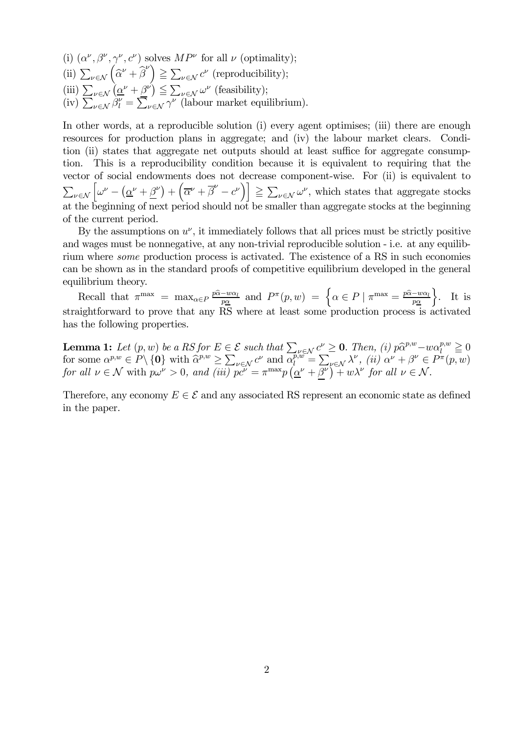(i) $(\alpha^\nu, \beta^\nu, \gamma^\nu, c^\nu)$ solves $MP^\nu$ for all $\nu$ (optimality);
(ii) $\sum_{\nu\in\mathcal{N}} \left(\widehat{\alpha}^\nu + \widehat{\beta}^\nu\right) \geqq \sum_{\nu\in\mathcal{N}} c^\nu$ (reproducibility);
(iii) $\sum_{\nu\in\mathcal{N}} \left(\underline{\alpha}^\nu + \underline{\beta}^\nu\right) \leqq \sum_{\nu\in\mathcal{N}} \omega^\nu$ (feasibility);
(iv) $\sum_{\nu\in\mathcal{N}} \beta_l^\nu = \sum_{\nu\in\mathcal{N}} \gamma^\nu$ (labour market equilibrium).

In other words, at a reproducible solution (i) every agent optimises; (iii) there are enough resources for production plans in aggregate; and (iv) the labour market clears. Condition (ii) states that aggregate net outputs should at least suffice for aggregate consumption. This is a reproducibility condition because it is equivalent to requiring that the vector of social endowments does not decrease component-wise. For (ii) is equivalent to $\sum_{\nu\in\mathcal{N}} \left[\omega^\nu - \left(\underline{\alpha}^\nu + \underline{\beta}^\nu\right) + \left(\overline{\alpha}^\nu + \overline{\beta}^\nu - c^\nu\right)\right] \geqq \sum_{\nu\in\mathcal{N}} \omega^\nu$, which states that aggregate stocks at the beginning of next period should not be smaller than aggregate stocks at the beginning of the current period.

By the assumptions on $u^\nu$, it immediately follows that all prices must be strictly positive and wages must be nonnegative, at any non-trivial reproducible solution - i.e. at any equilibrium where *some* production process is activated. The existence of a RS in such economies can be shown as in the standard proofs of competitive equilibrium developed in the general equilibrium theory.

Recall that $\pi^{\max} = \max_{\alpha\in P} \frac{p\widehat{\alpha} - w\alpha_l}{p\underline{\alpha}}$ and $P^\pi(p, w) = \left\{\alpha \in P \mid \pi^{\max} = \frac{p\widehat{\alpha} - w\alpha_l}{p\underline{\alpha}}\right\}$. It is straightforward to prove that any RS where at least some production process is activated has the following properties.

**Lemma 1:** *Let* $(p, w)$ *be a RS for* $E \in \mathcal{E}$ *such that* $\sum_{\nu\in\mathcal{N}} c^\nu \geq \mathbf{0}$. *Then, (i)* $p\widehat{\alpha}^{p,w} - w\alpha_l^{p,w} \geqq 0$ for some $\alpha^{p,w} \in P\setminus\{\mathbf{0}\}$ with $\widehat{\alpha}^{p,w} \geq \sum_{\nu\in\mathcal{N}} c^\nu$ and $\alpha_l^{p,w} = \sum_{\nu\in\mathcal{N}} \lambda^\nu$*, (ii)* $\alpha^\nu + \beta^\nu \in P^\pi(p, w)$ *for all* $\nu \in \mathcal{N}$ with $p\omega^\nu > 0$*, and (iii)* $pc^\nu = \pi^{\max} p\left(\underline{\alpha}^\nu + \underline{\beta}^\nu\right) + w\lambda^\nu$ *for all* $\nu \in \mathcal{N}$.

Therefore, any economy $E \in \mathcal{E}$ and any associated RS represent an economic state as defined in the paper.